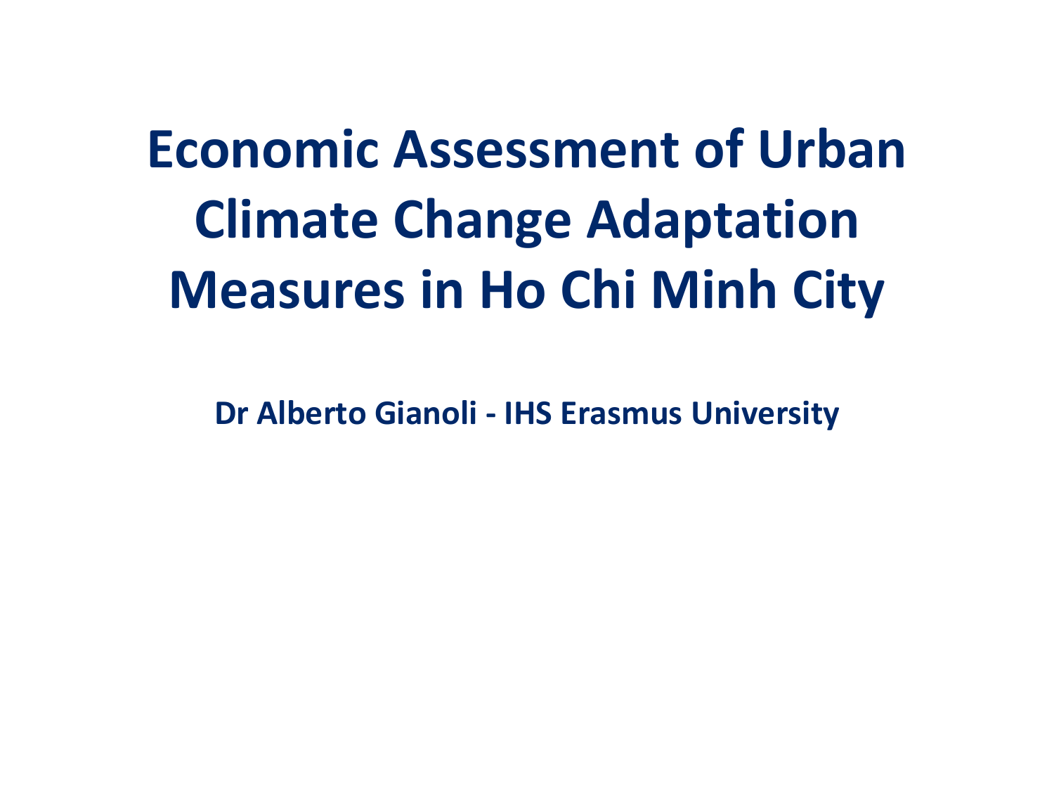# Economic Assessment of Urban Climate Change Adaptation Measures in Ho Chi Minh City

**Dr Alberto Gianoli - IHS Erasmus University**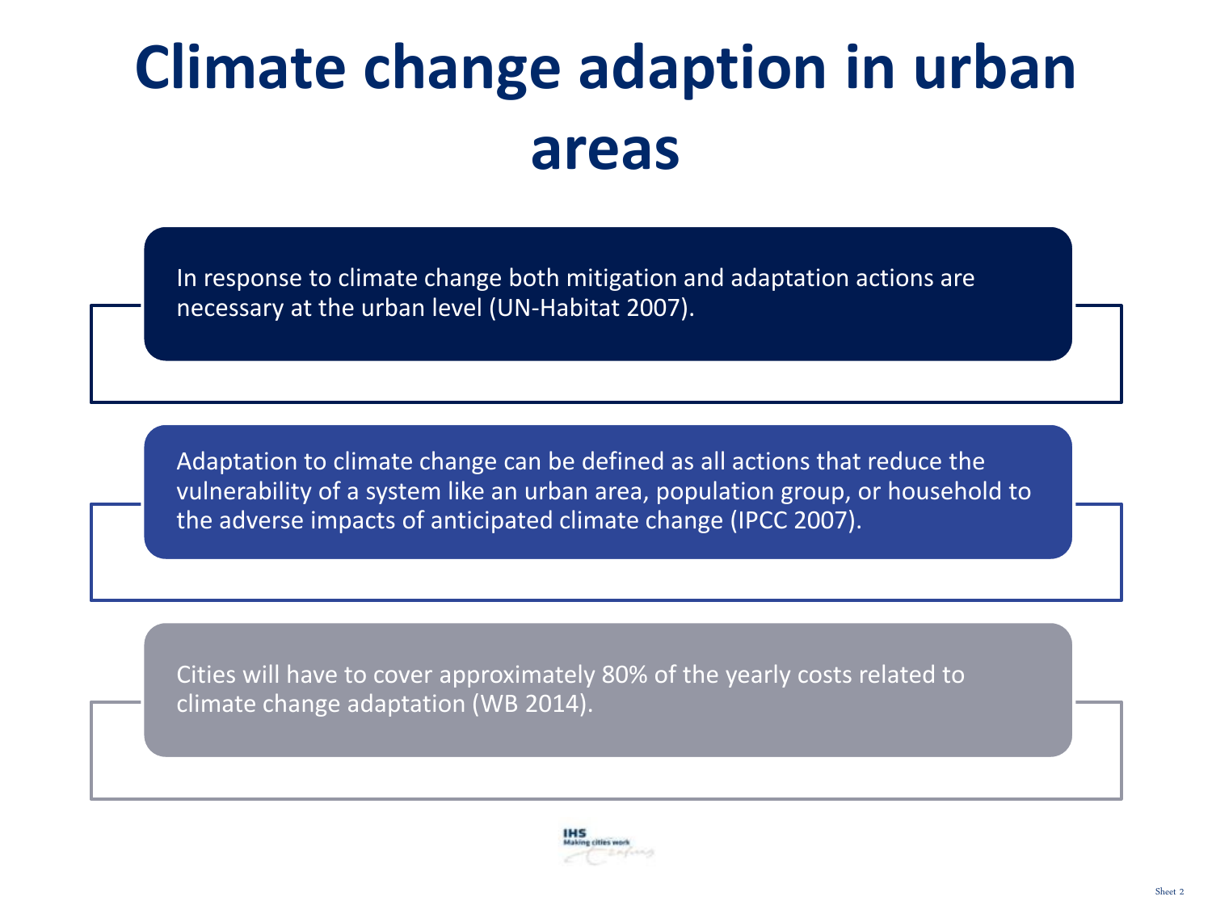# Climate change adaption in urban areas

In response to climate change both mitigation and adaptation actions are necessary at the urban level (UN-Habitat 2007).

Adaptation to climate change can be defined as all actions that reduce the vulnerability of a system like an urban area, population group, or household to the adverse impacts of anticipated climate change (IPCC 2007).

Cities will have to cover approximately 80% of the yearly costs related to climate change adaptation (WB 2014).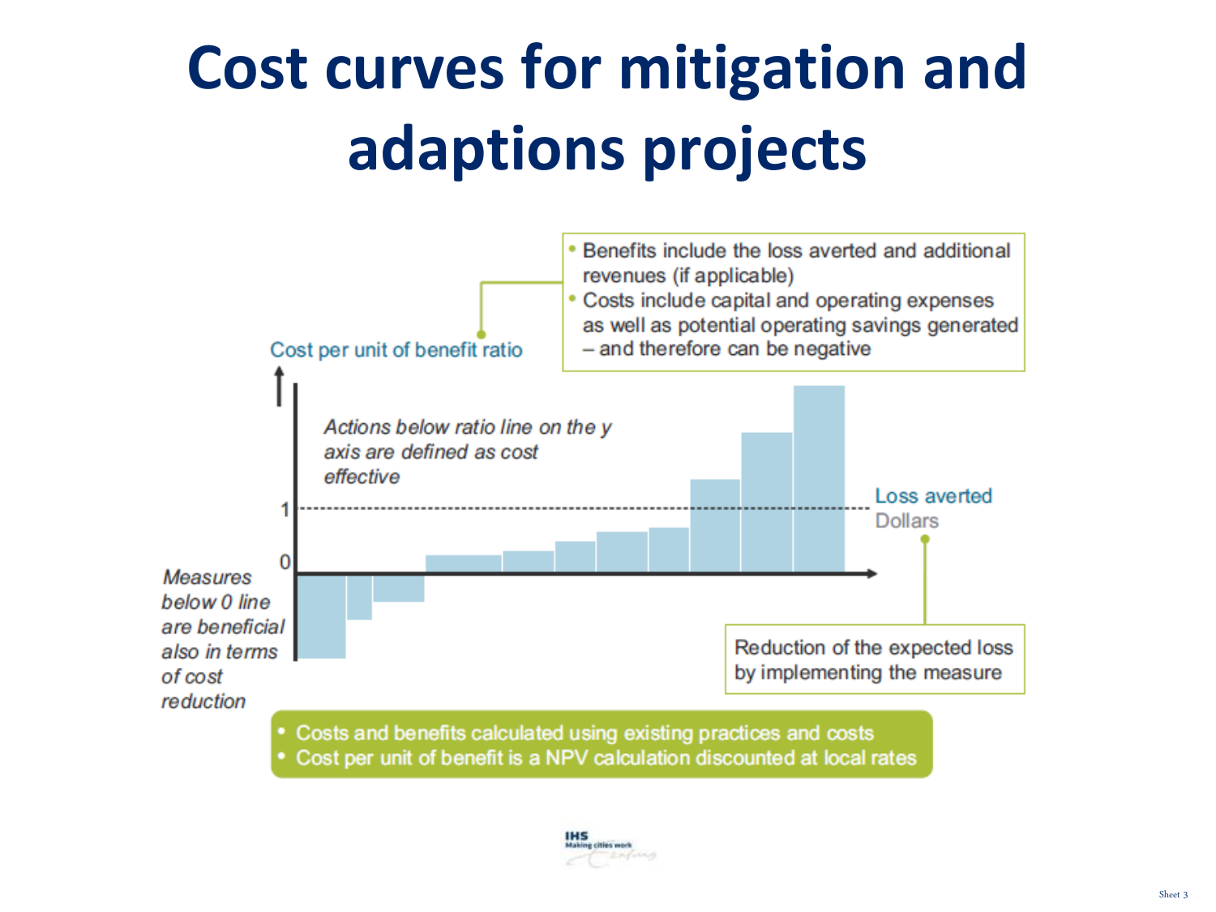# Cost curves for mitigation and adaptions projects

- Benefits include the loss averted and additional revenues (if applicable)
- Costs include capital and operating expenses as well as potential operating savings generated – and therefore can be negative

Cost per unit of benefit ratio

*Actions below ratio line on the y axis are defined as cost effective*

1

0

*Measures below 0 line are beneficial also in terms of cost reduction*

Loss averted
Dollars

Reduction of the expected loss by implementing the measure

- Costs and benefits calculated using existing practices and costs
- Cost per unit of benefit is a NPV calculation discounted at local rates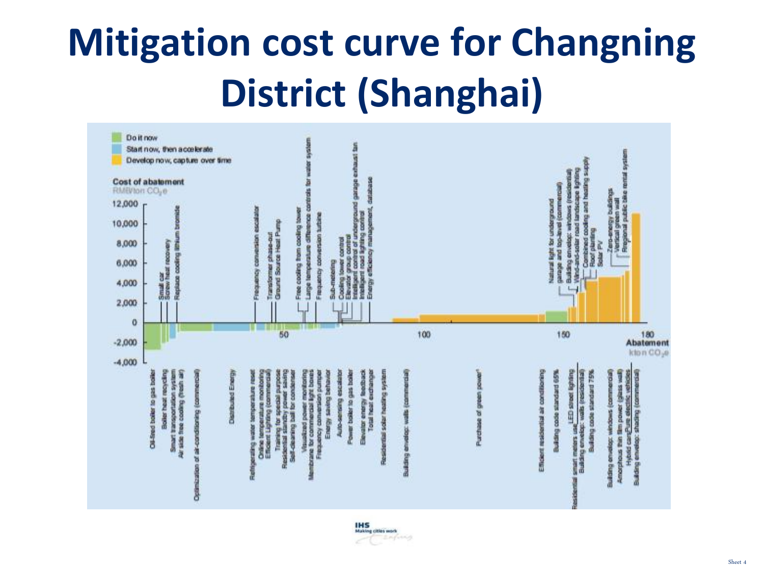# Mitigation cost curve for Changning District (Shanghai)

Do it now

Start now, then accelerate

Develop now, capture over time

**Cost of abatement**

RMB/ton $CO_2e$

12,000

10,000

8,000

6,000

4,000

2,000

0

-2,000

-4,000

50

100

150

180

**Abatement**

kton $CO_2e$

Small car

Screw heat recovery

Replace cooling lithium bromide

Frequency conversion escalator

Transformer phase-out

Ground Source Heat Pump

Free cooling from cooling tower

Large temperature difference controls for water system

Frequency conversion turbine

Sub-metering

Cooling tower control

Elevator group control

Intelligent control of underground garage exhaust fan

Intelligent road lighting control

Energy efficiency management, database

Natural light for underground garage and top-level (commercial)

Building envelop: windows (residential)

Wind-and-solar road landscape lighting

Combined cooling and heating supply

Roof planting

Solar PV

Zero-energy buildings

Vertical green wall

Regional public bike rental system

Oil-fired boiler to gas boiler

Boiler heat recycling

Smart transportation system

Air side free cooling (fresh air)

Optimization of air-conditioning (commercial)

Distributed Energy

Refrigerating water temperature reset

Online temperature monitoring

Efficient Lighting (commercial)

Training for special purpose

Residential standby power saving

Self-cleaning ball for condenser

Visualized power monitoring

Membrane for commercial light boxes

Frequency conversion pumps

Energy saving behavior

Auto-sensing escalator

Power boiler to gas boiler

Elevator energy feedback

Total heat exchanger

Residential solar heating system

Building envelop: walls (commercial)

Purchase of green power

Efficient residential air conditioning

Building code standard 65%

Residential smart meters use

LED street lighting

Building envelop: walls (residential)

Building code standard 75%

Building envelop: windows (commercial)

Amorphous thin film power (glass wall)

Hybrid cars

Pure electric vehicles

Building envelop: shading (commercial)

IHS

Making cities work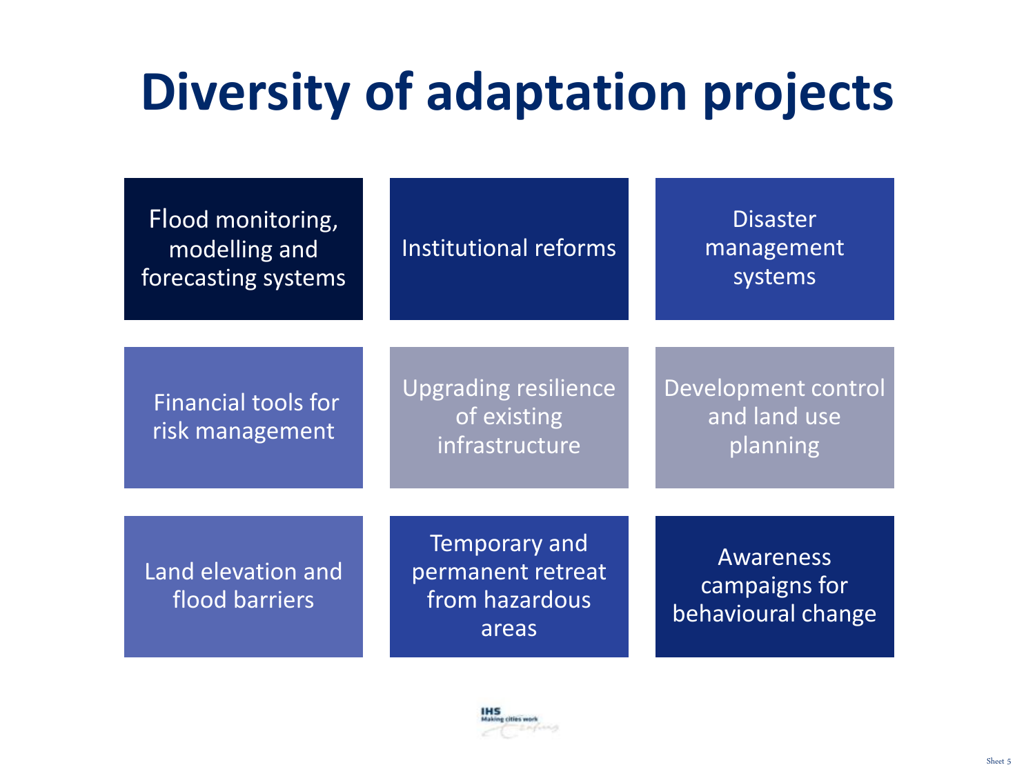# Diversity of adaptation projects

- Flood monitoring, modelling and forecasting systems
- Institutional reforms
- Disaster management systems
- Financial tools for risk management
- Upgrading resilience of existing infrastructure
- Development control and land use planning
- Land elevation and flood barriers
- Temporary and permanent retreat from hazardous areas
- Awareness campaigns for behavioural change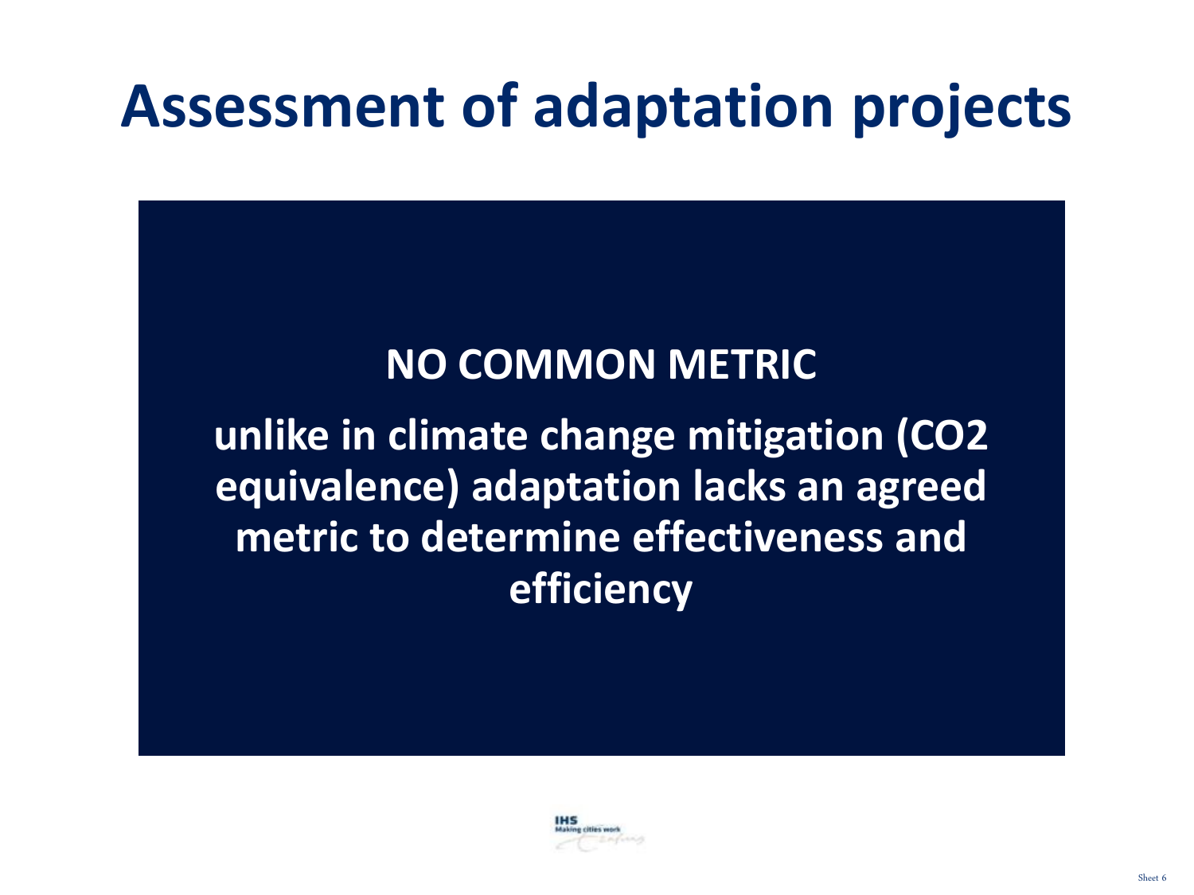# Assessment of adaptation projects

**NO COMMON METRIC**

**unlike in climate change mitigation ($CO_2$ equivalence) adaptation lacks an agreed metric to determine effectiveness and efficiency**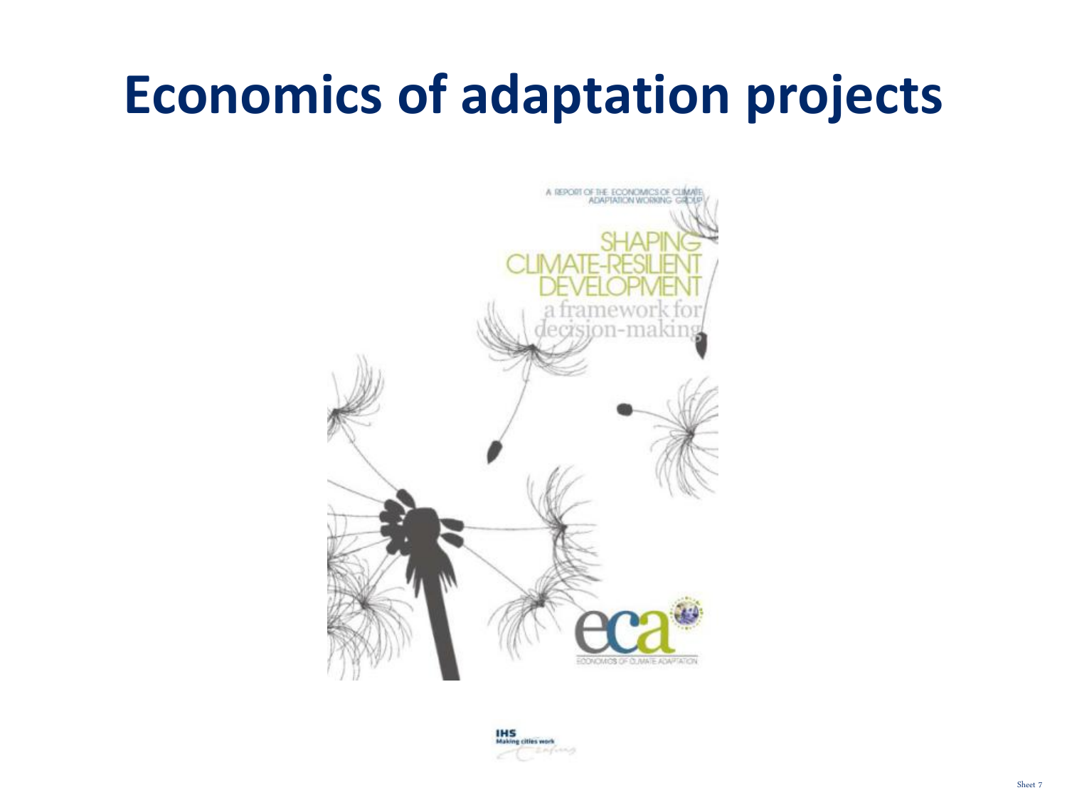# Economics of adaptation projects

A REPORT OF THE ECONOMICS OF CLIMATE ADAPTATION WORKING GROUP

SHAPING CLIMATE-RESILIENT DEVELOPMENT

a framework for decision-making

eca

ECONOMICS OF CLIMATE ADAPTATION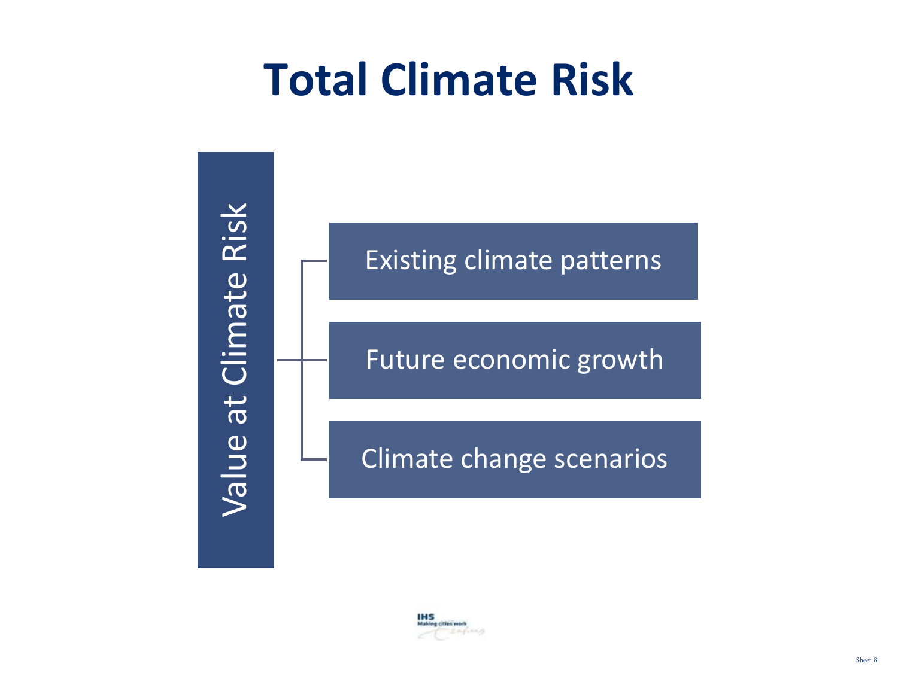# Total Climate Risk

Value at Climate Risk

- Existing climate patterns
- Future economic growth
- Climate change scenarios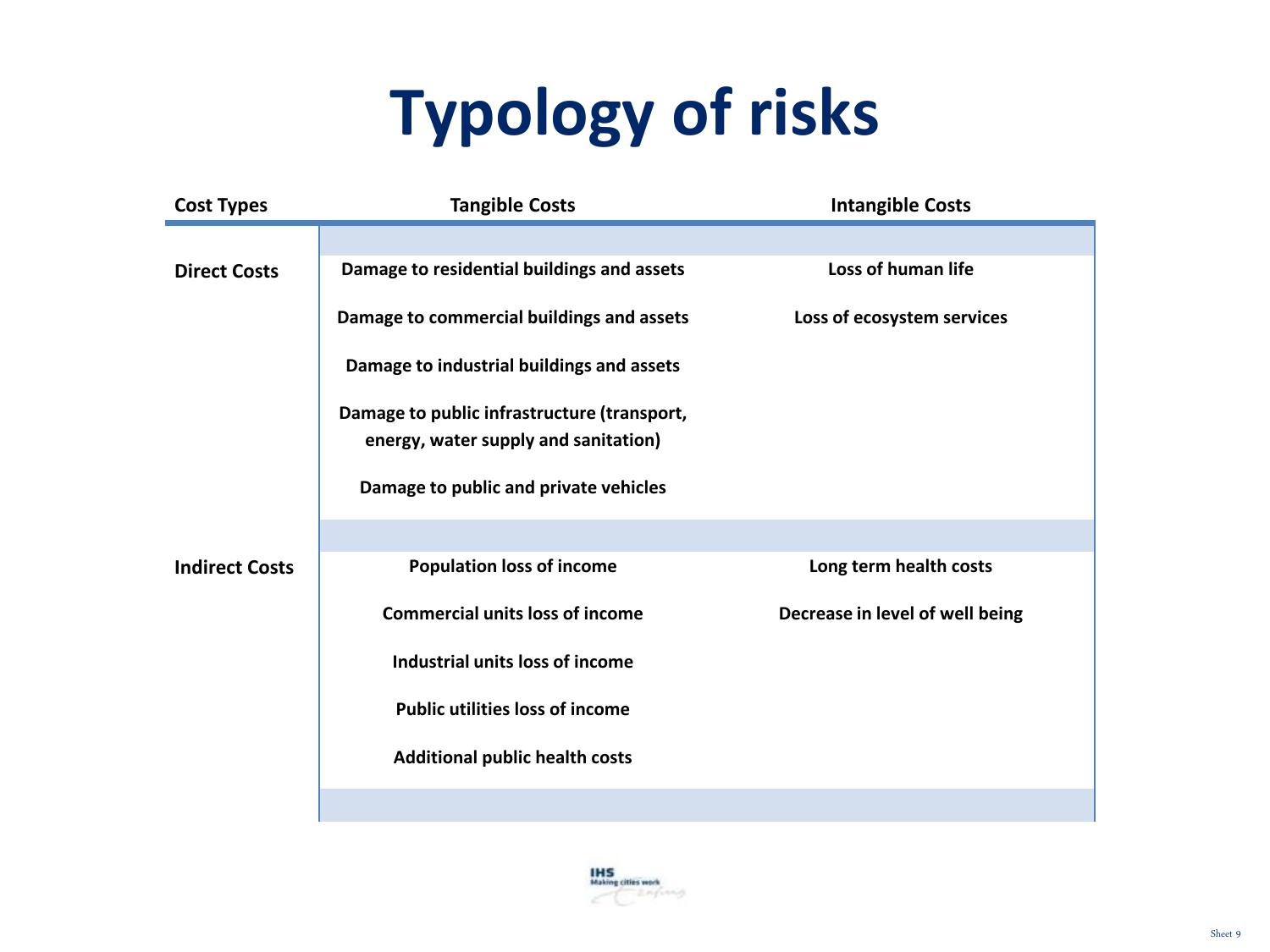# Typology of risks

| Cost Types | Tangible Costs | Intangible Costs |
|---|---|---|
| Direct Costs | Damage to residential buildings and assets | Loss of human life |
| | Damage to commercial buildings and assets | Loss of ecosystem services |
| | Damage to industrial buildings and assets | |
| | Damage to public infrastructure (transport, energy, water supply and sanitation) | |
| | Damage to public and private vehicles | |
| Indirect Costs | Population loss of income | Long term health costs |
| | Commercial units loss of income | Decrease in level of well being |
| | Industrial units loss of income | |
| | Public utilities loss of income | |
| | Additional public health costs | |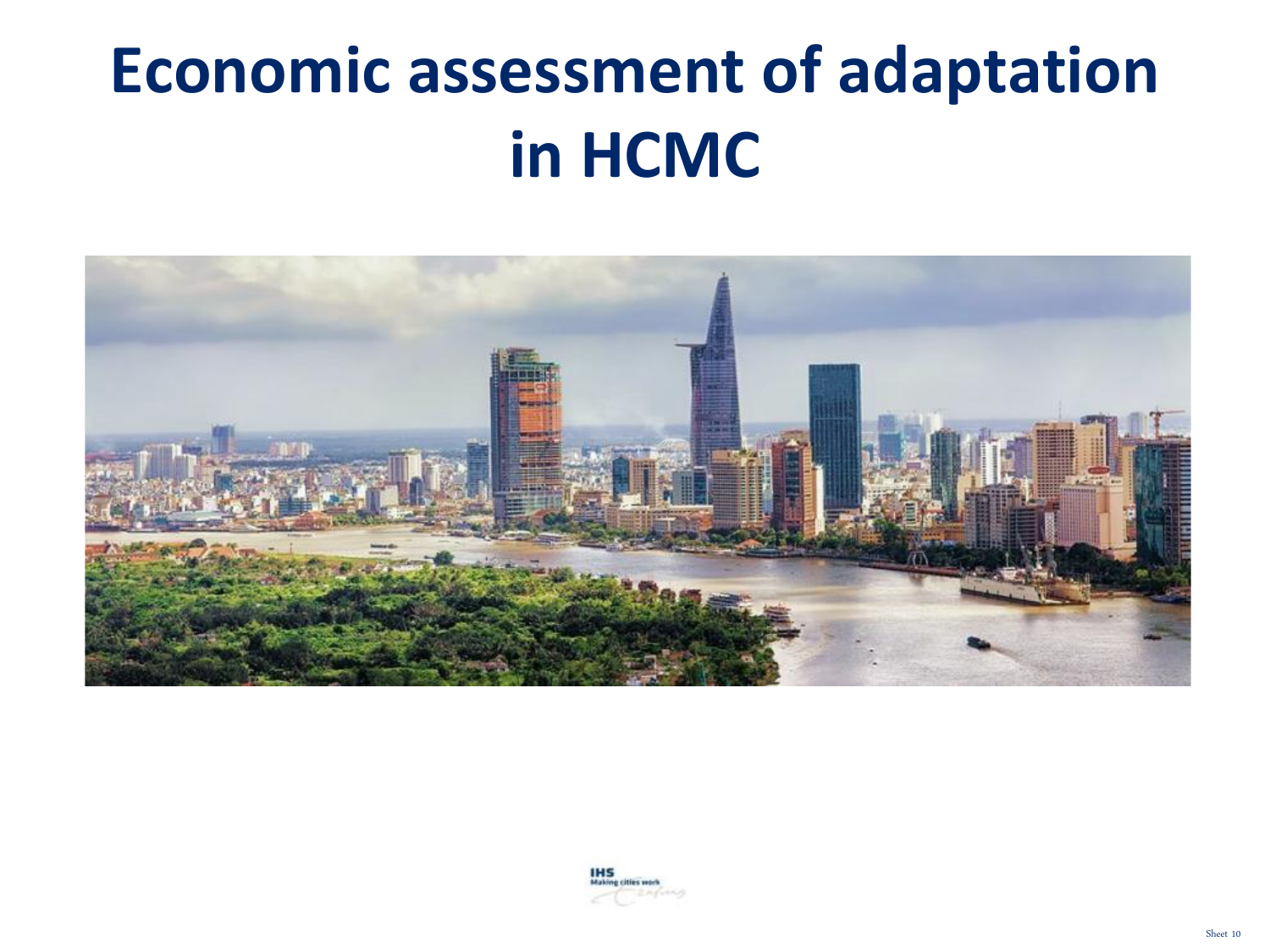# Economic assessment of adaptation in HCMC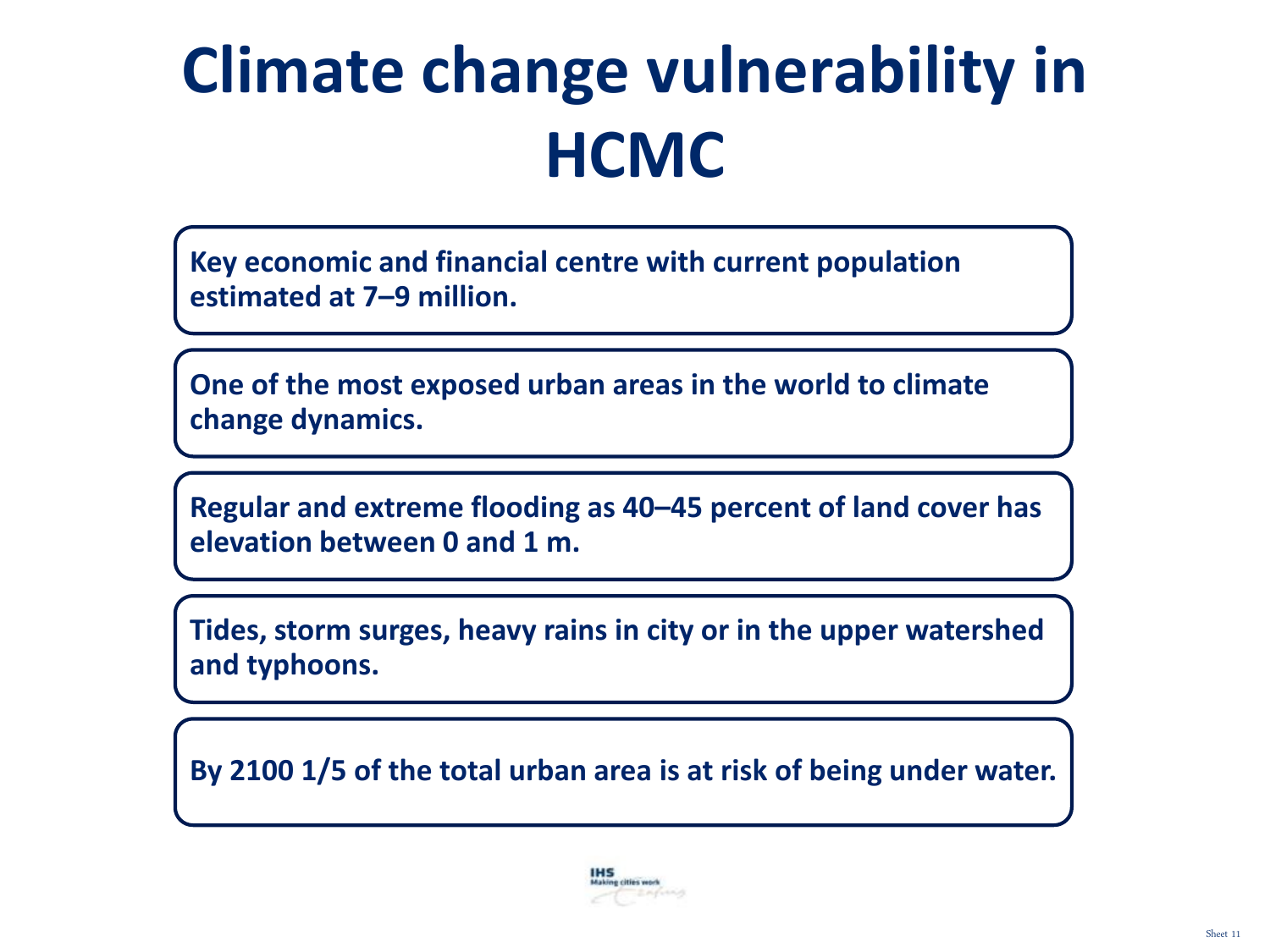# Climate change vulnerability in HCMC

**Key economic and financial centre with current population estimated at 7–9 million.**

**One of the most exposed urban areas in the world to climate change dynamics.**

**Regular and extreme flooding as 40–45 percent of land cover has elevation between 0 and 1 m.**

**Tides, storm surges, heavy rains in city or in the upper watershed and typhoons.**

**By 2100 1/5 of the total urban area is at risk of being under water.**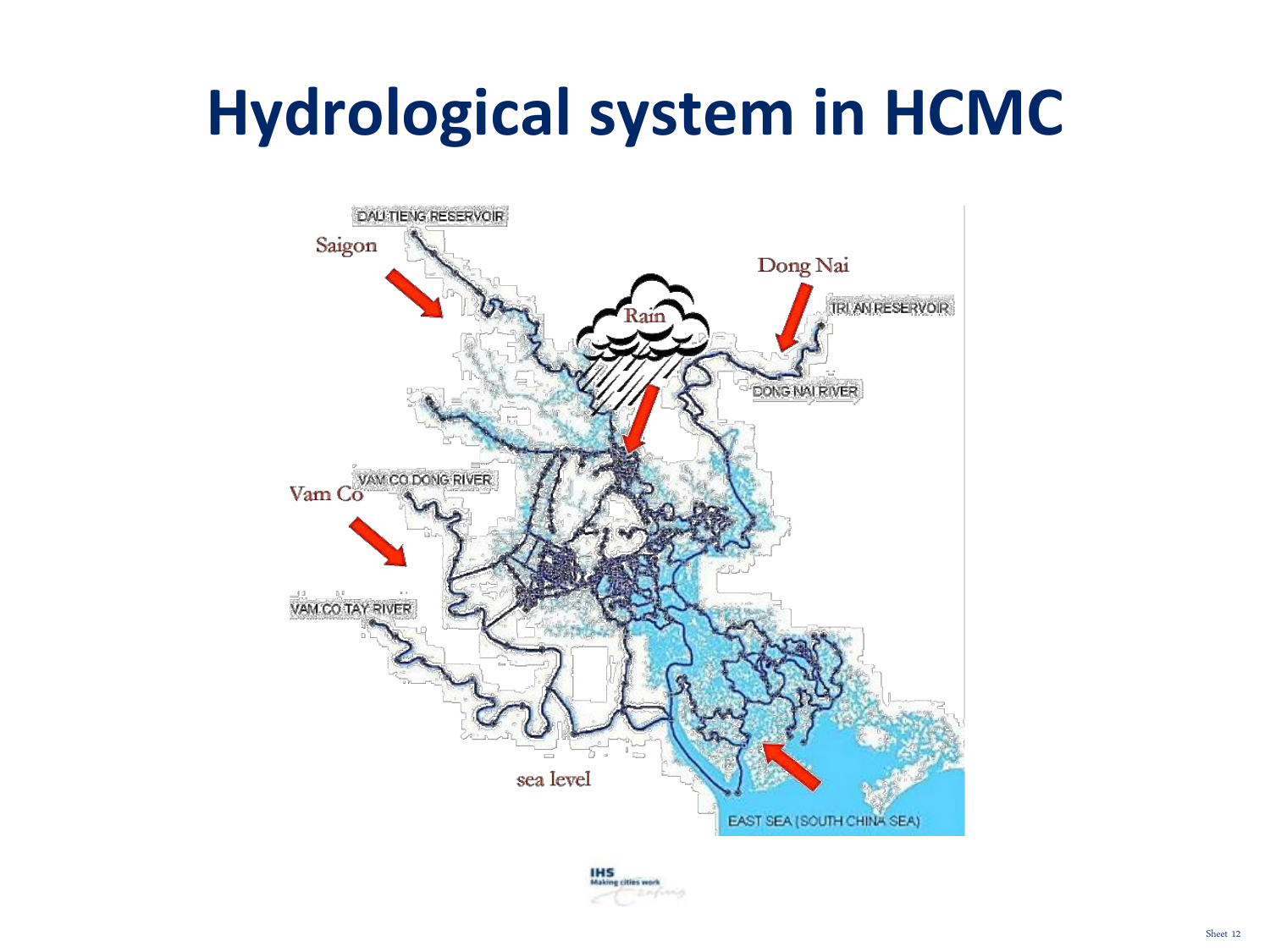# Hydrological system in HCMC

DAU TIENG RESERVOIR

Saigon

Dong Nai

TRI AN RESERVOIR

Rain

DONG NAI RIVER

VAM CO DONG RIVER

Vam Co

VAM CO TAY RIVER

sea level

EAST SEA (SOUTH CHINA SEA)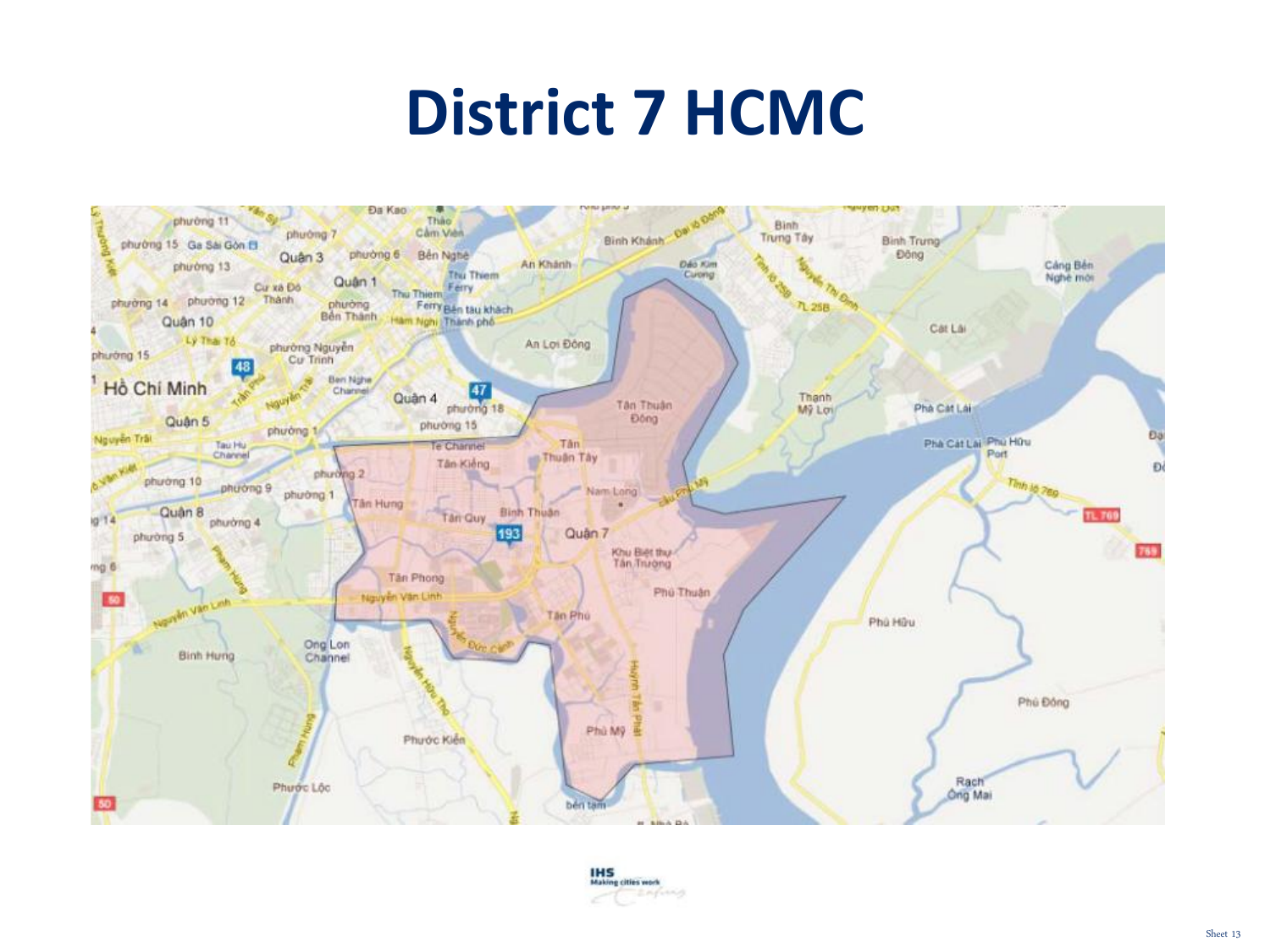# District 7 HCMC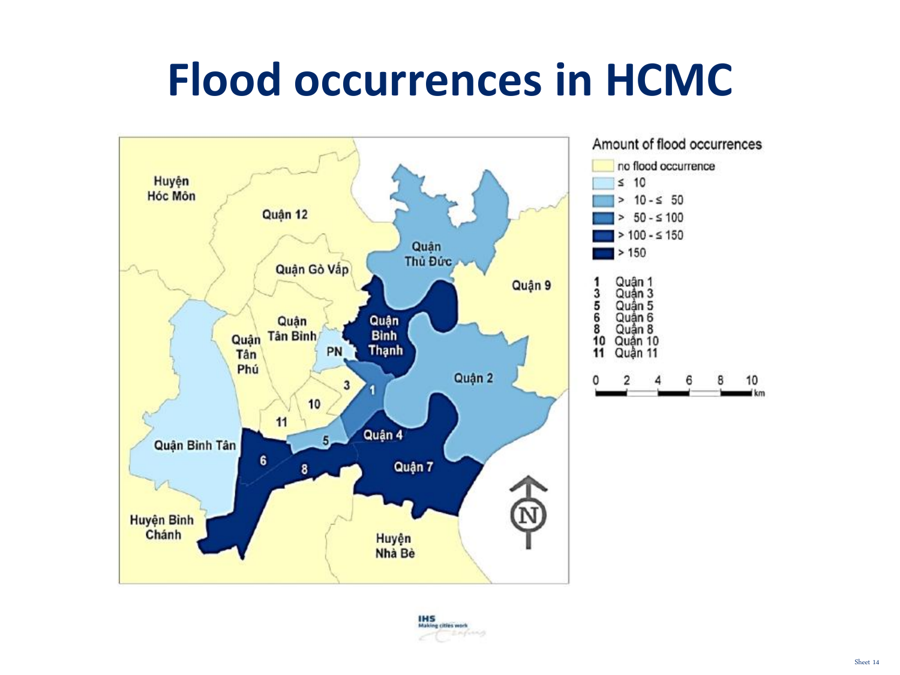# Flood occurrences in HCMC

Amount of flood occurrences

- no flood occurrence
- ≤ 10
- > 10 - ≤ 50
- > 50 - ≤ 100
- > 100 - ≤ 150
- > 150

1 Quận 1
3 Quận 3
5 Quận 5
6 Quận 6
8 Quận 8
10 Quận 10
11 Quận 11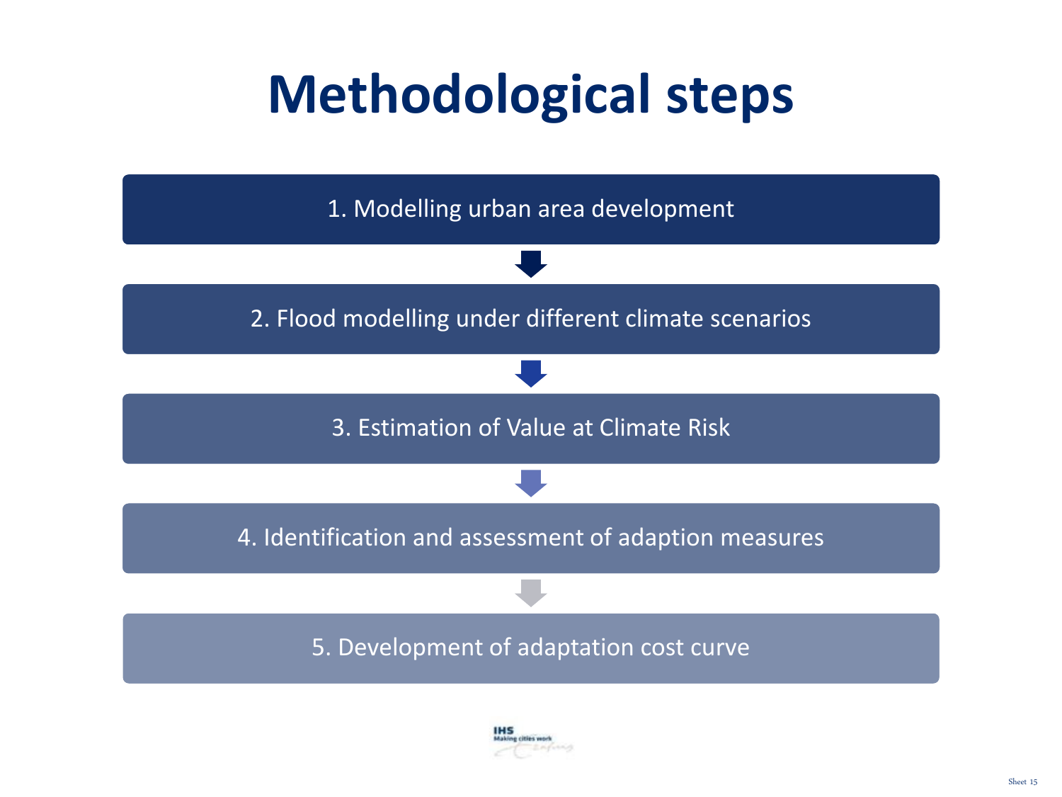# Methodological steps

1. Modelling urban area development
2. Flood modelling under different climate scenarios
3. Estimation of Value at Climate Risk
4. Identification and assessment of adaption measures
5. Development of adaptation cost curve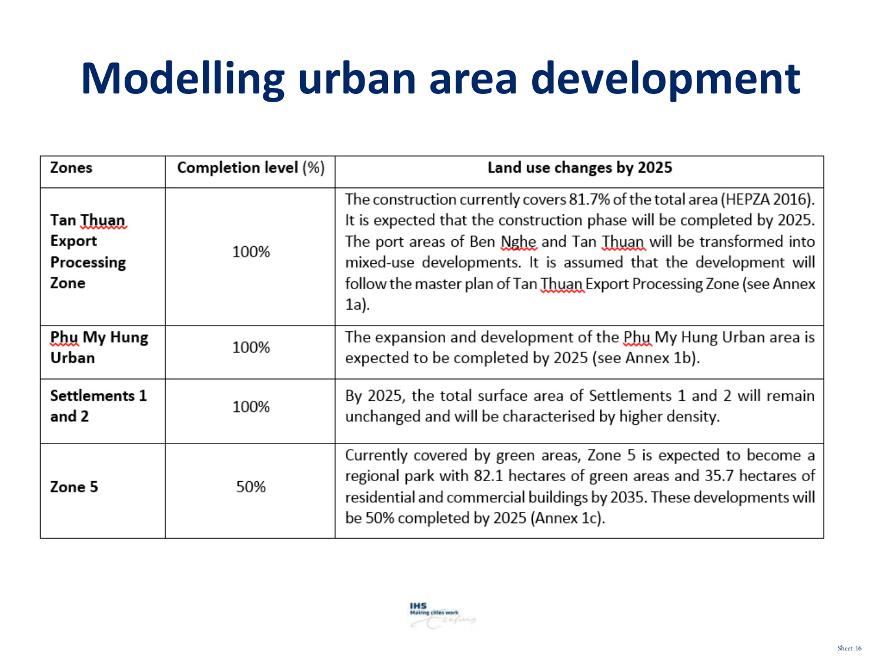# Modelling urban area development

| Zones | Completion level (%) | Land use changes by 2025 |
|---|---|---|
| **Tan Thuan Export Processing Zone** | 100% | The construction currently covers 81.7% of the total area (HEPZA 2016). It is expected that the construction phase will be completed by 2025. The port areas of Ben Nghe and Tan Thuan will be transformed into mixed-use developments. It is assumed that the development will follow the master plan of Tan Thuan Export Processing Zone (see Annex 1a). |
| **Phu My Hung Urban** | 100% | The expansion and development of the Phu My Hung Urban area is expected to be completed by 2025 (see Annex 1b). |
| **Settlements 1 and 2** | 100% | By 2025, the total surface area of Settlements 1 and 2 will remain unchanged and will be characterised by higher density. |
| **Zone 5** | 50% | Currently covered by green areas, Zone 5 is expected to become a regional park with 82.1 hectares of green areas and 35.7 hectares of residential and commercial buildings by 2035. These developments will be 50% completed by 2025 (Annex 1c). |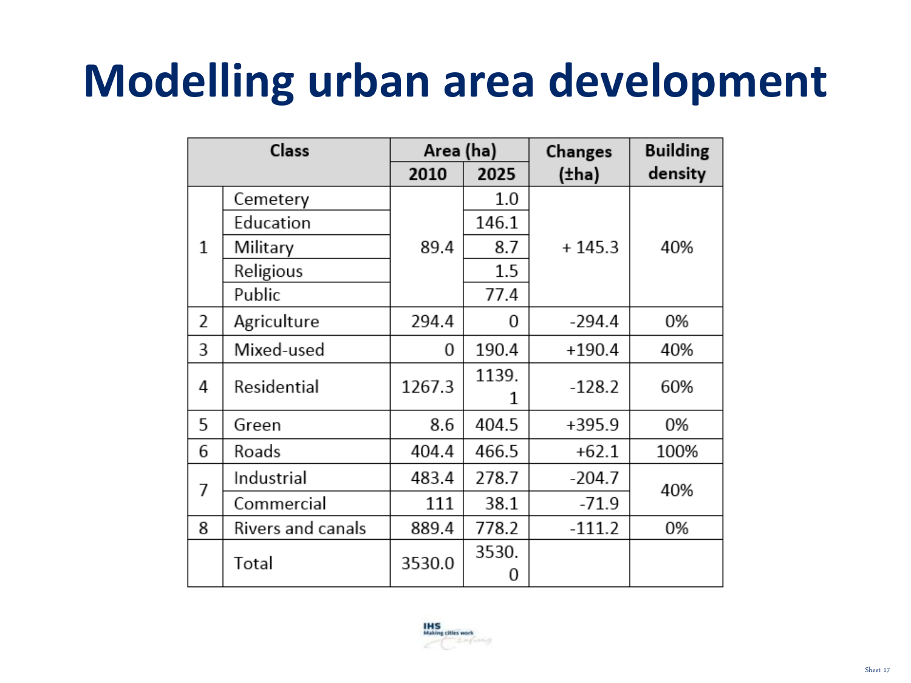# Modelling urban area development

| Class | | Area (ha) | | Changes (±ha) | Building density |
|---|---|---|---|---|---|
| | | 2010 | 2025 | | |
| 1 | Cemetery | 89.4 | 1.0 | + 145.3 | 40% |
| | Education | | 146.1 | | |
| | Military | | 8.7 | | |
| | Religious | | 1.5 | | |
| | Public | | 77.4 | | |
| 2 | Agriculture | 294.4 | 0 | -294.4 | 0% |
| 3 | Mixed-used | 0 | 190.4 | +190.4 | 40% |
| 4 | Residential | 1267.3 | 1139.1 | -128.2 | 60% |
| 5 | Green | 8.6 | 404.5 | +395.9 | 0% |
| 6 | Roads | 404.4 | 466.5 | +62.1 | 100% |
| 7 | Industrial | 483.4 | 278.7 | -204.7 | 40% |
| | Commercial | 111 | 38.1 | -71.9 | |
| 8 | Rivers and canals | 889.4 | 778.2 | -111.2 | 0% |
| | Total | 3530.0 | 3530.0 | | |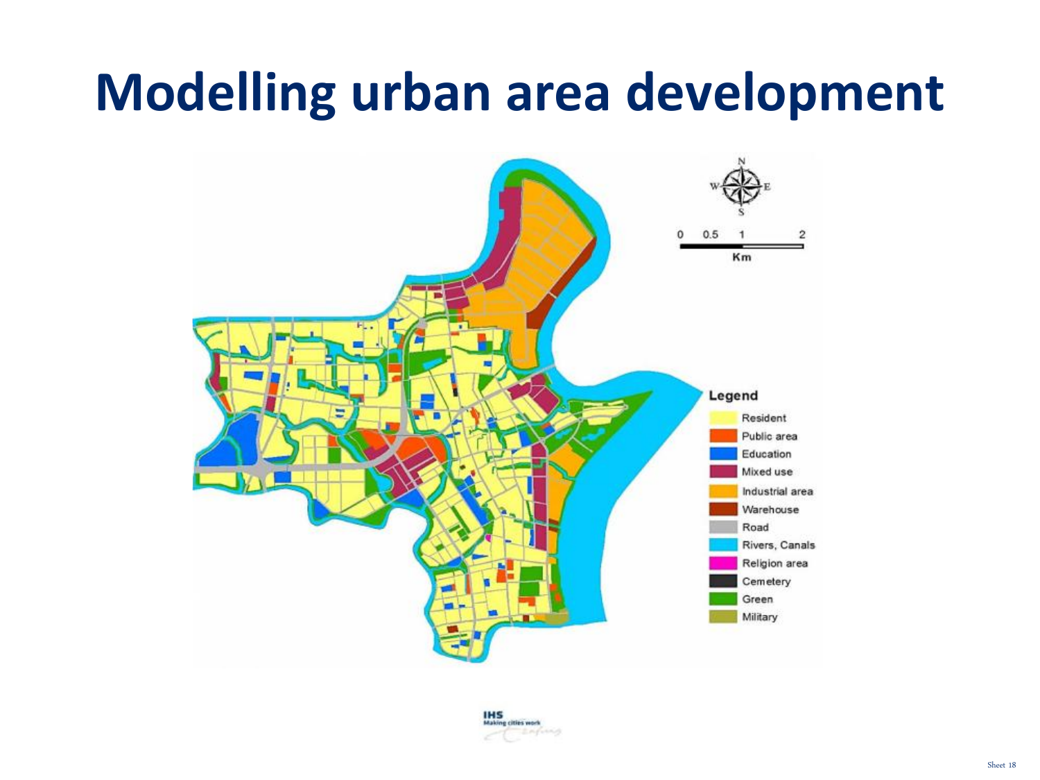# Modelling urban area development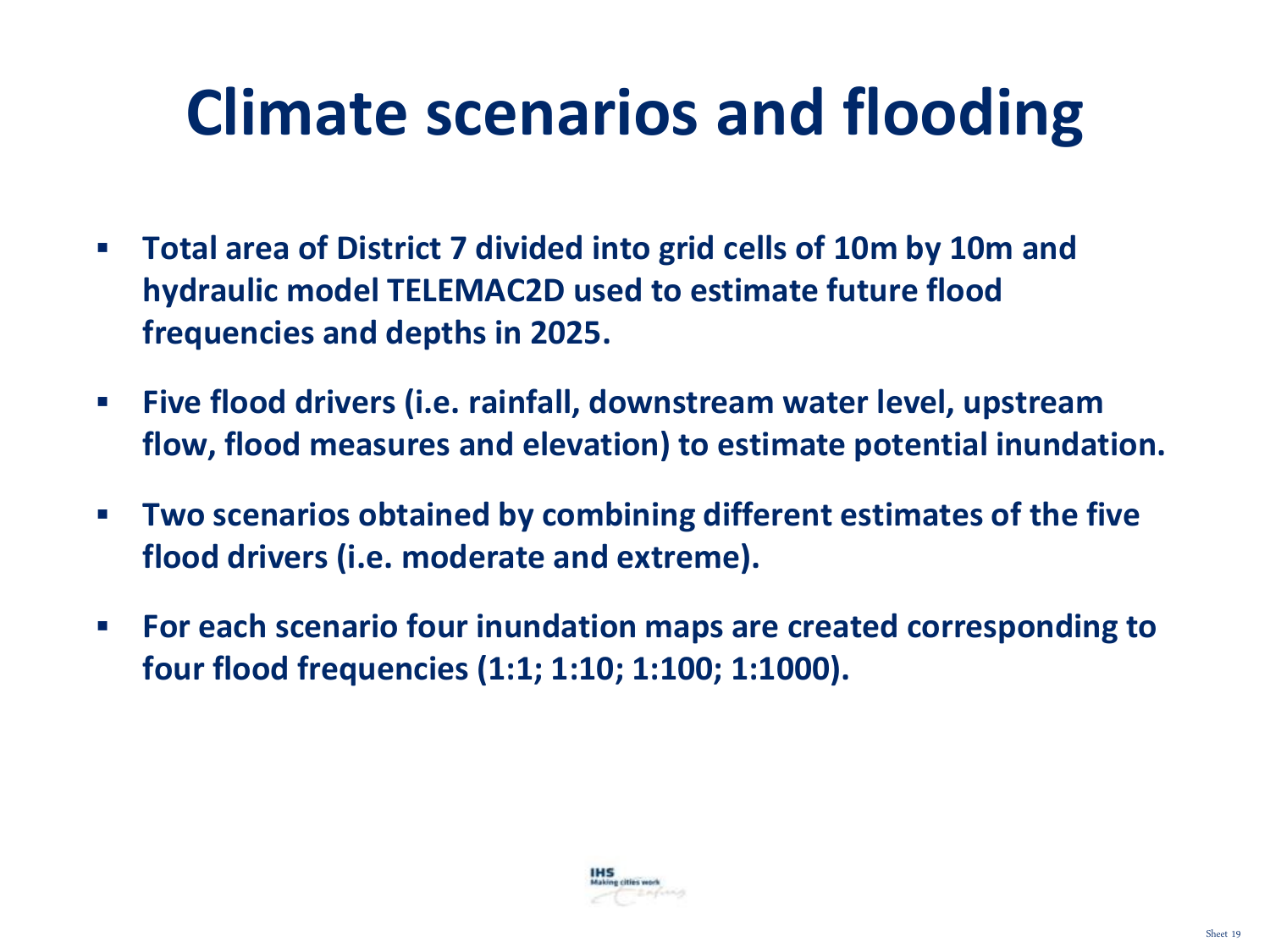# Climate scenarios and flooding

- **Total area of District 7 divided into grid cells of 10m by 10m and hydraulic model TELEMAC2D used to estimate future flood frequencies and depths in 2025.**
- **Five flood drivers (i.e. rainfall, downstream water level, upstream flow, flood measures and elevation) to estimate potential inundation.**
- **Two scenarios obtained by combining different estimates of the five flood drivers (i.e. moderate and extreme).**
- **For each scenario four inundation maps are created corresponding to four flood frequencies (1:1; 1:10; 1:100; 1:1000).**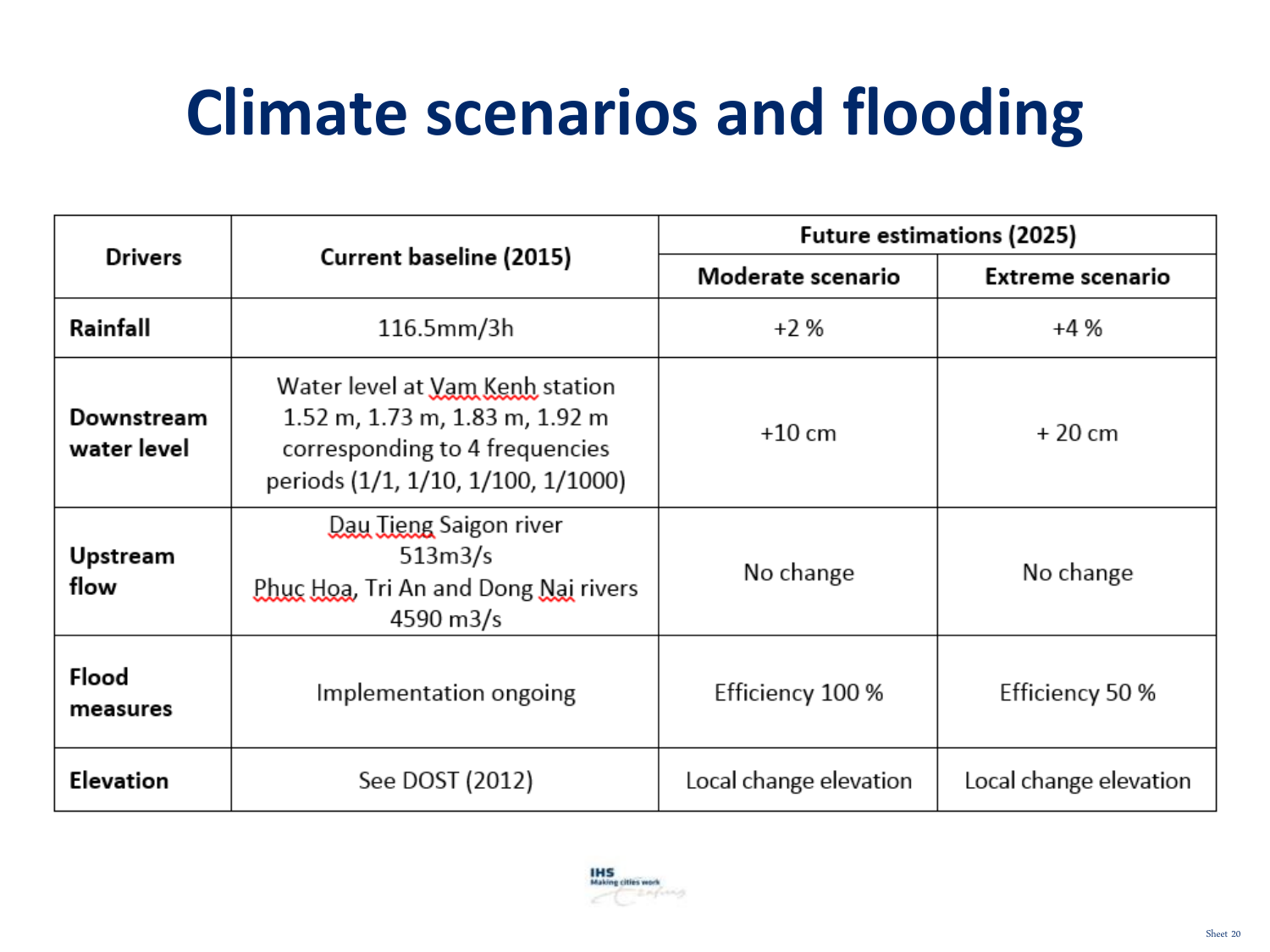# Climate scenarios and flooding

| Drivers | Current baseline (2015) | Future estimations (2025) | |
|---|---|---|---|
| | | Moderate scenario | Extreme scenario |
| **Rainfall** | 116.5mm/3h | +2 % | +4 % |
| **Downstream water level** | Water level at Vam Kenh station 1.52 m, 1.73 m, 1.83 m, 1.92 m corresponding to 4 frequencies periods (1/1, 1/10, 1/100, 1/1000) | +10 cm | + 20 cm |
| **Upstream flow** | Dau Tieng Saigon river 513m3/s Phuc Hoa, Tri An and Dong Nai rivers 4590 m3/s | No change | No change |
| **Flood measures** | Implementation ongoing | Efficiency 100 % | Efficiency 50 % |
| **Elevation** | See DOST (2012) | Local change elevation | Local change elevation |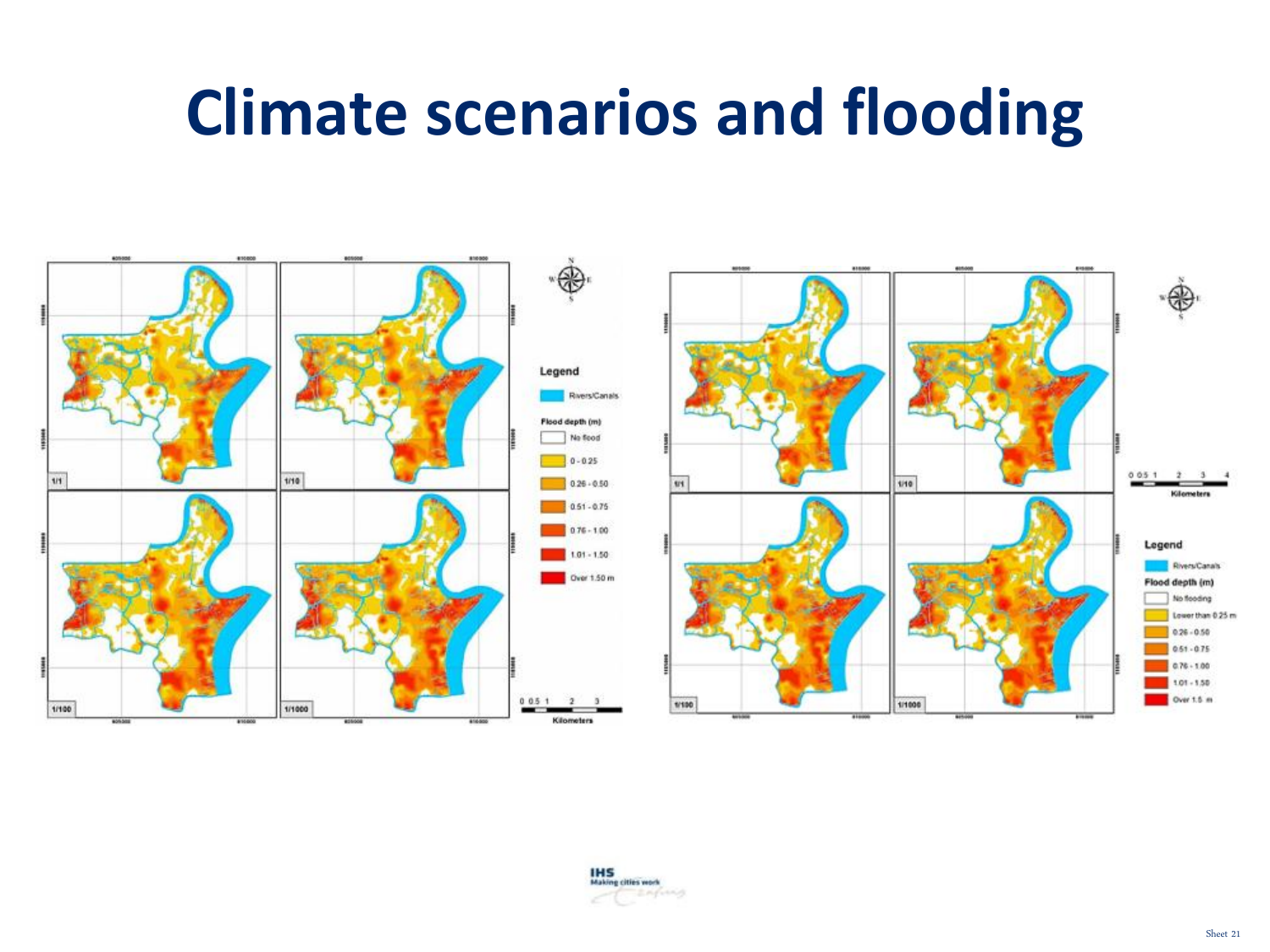# Climate scenarios and flooding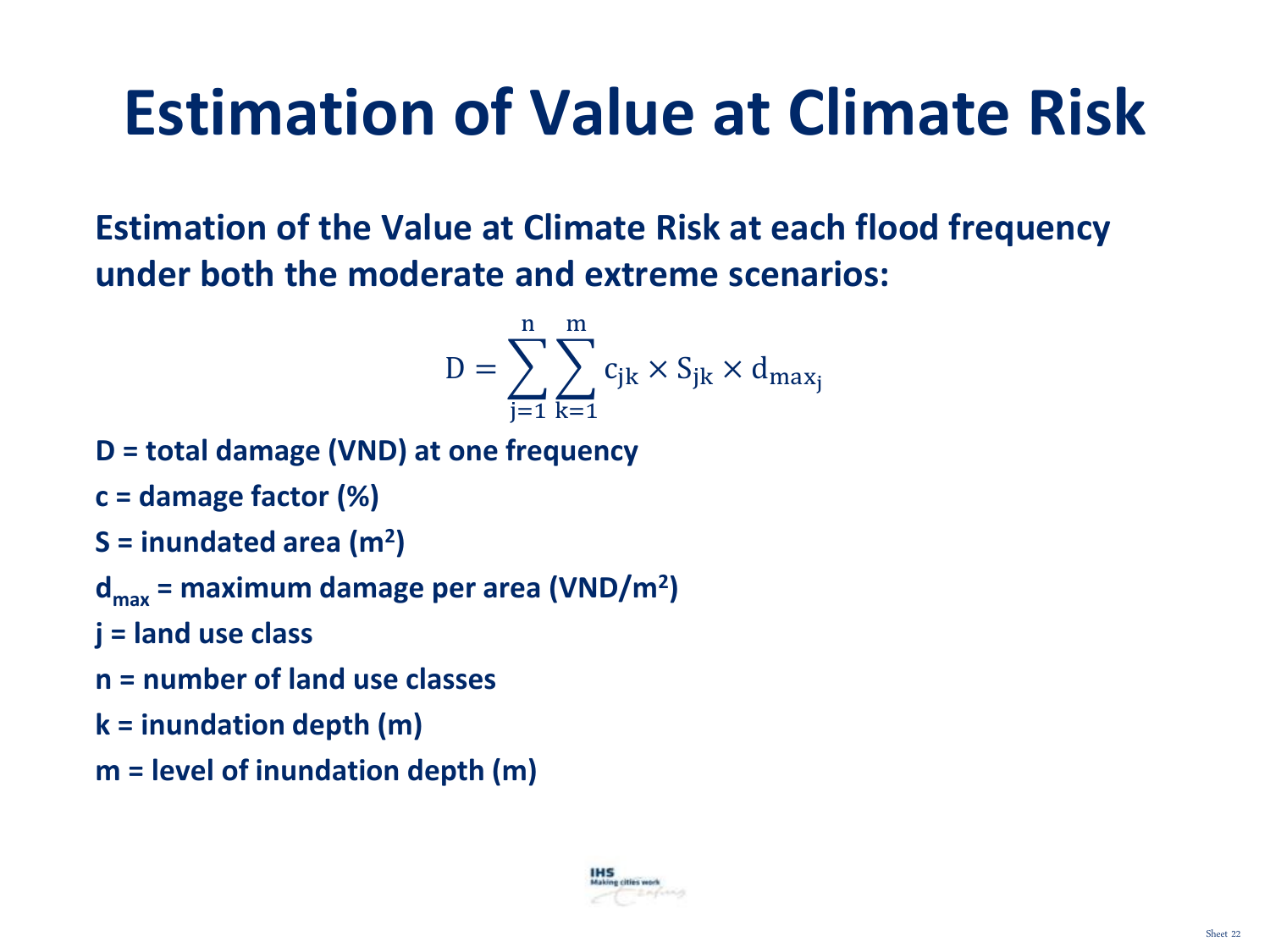# Estimation of Value at Climate Risk

**Estimation of the Value at Climate Risk at each flood frequency under both the moderate and extreme scenarios:**

$$D = \sum_{j=1}^{n} \sum_{k=1}^{m} c_{jk} \times S_{jk} \times d_{max_j}$$

**D = total damage (VND) at one frequency**

**c = damage factor (%)**

**S = inundated area ($m^2$)**

**$d_{max}$ = maximum damage per area (VND/$m^2$)**

**j = land use class**

**n = number of land use classes**

**k = inundation depth (m)**

**m = level of inundation depth (m)**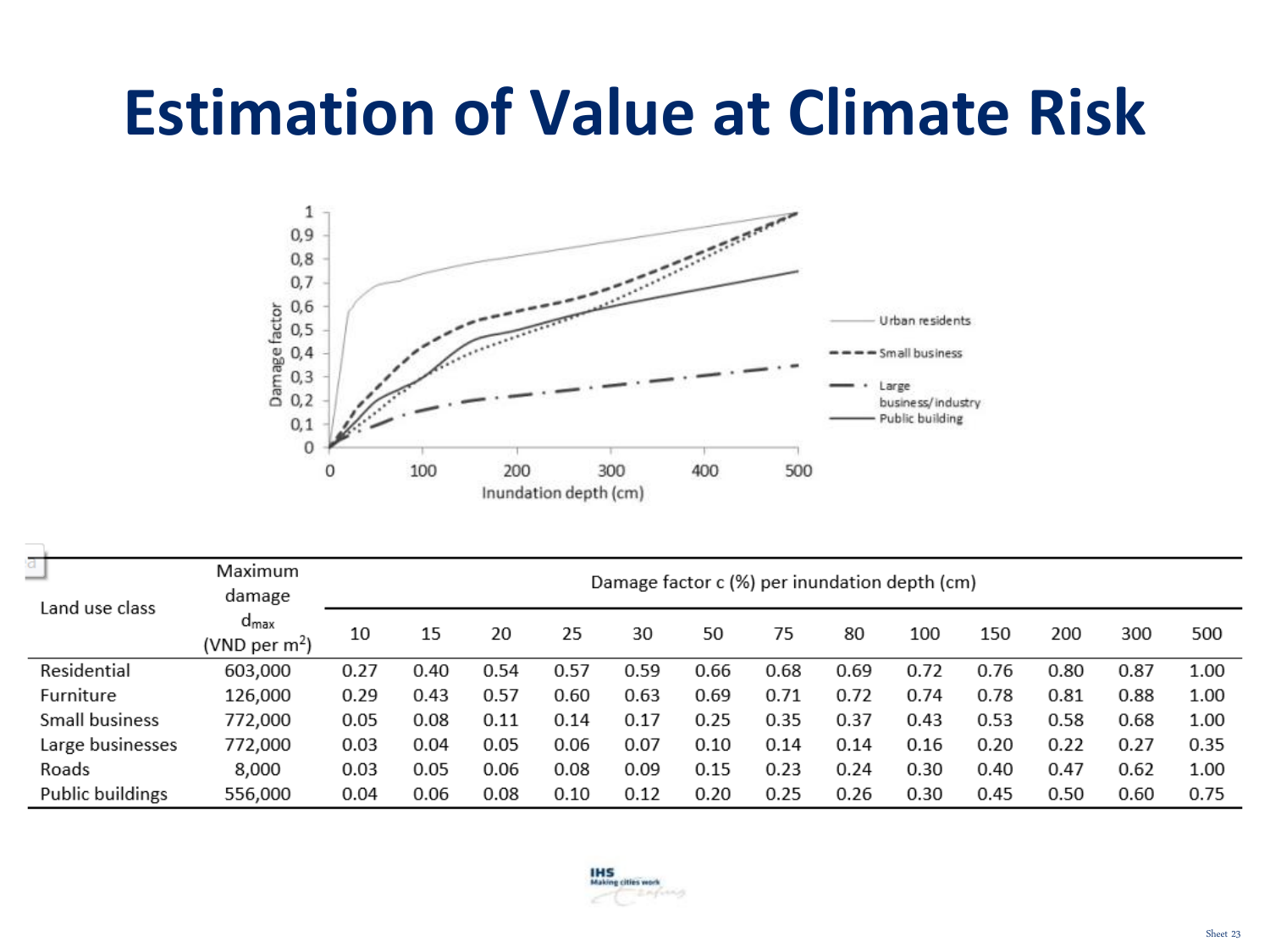# Estimation of Value at Climate Risk

| Land use class | Maximum damage $d_{max}$ (VND per $m^2$) | Damage factor c (%) per inundation depth (cm) | | | | | | | | | | | | |
|---|---|---|---|---|---|---|---|---|---|---|---|---|---|---|
| | | 10 | 15 | 20 | 25 | 30 | 50 | 75 | 80 | 100 | 150 | 200 | 300 | 500 |
| Residential | 603,000 | 0.27 | 0.40 | 0.54 | 0.57 | 0.59 | 0.66 | 0.68 | 0.69 | 0.72 | 0.76 | 0.80 | 0.87 | 1.00 |
| Furniture | 126,000 | 0.29 | 0.43 | 0.57 | 0.60 | 0.63 | 0.69 | 0.71 | 0.72 | 0.74 | 0.78 | 0.81 | 0.88 | 1.00 |
| Small business | 772,000 | 0.05 | 0.08 | 0.11 | 0.14 | 0.17 | 0.25 | 0.35 | 0.37 | 0.43 | 0.53 | 0.58 | 0.68 | 1.00 |
| Large businesses | 772,000 | 0.03 | 0.04 | 0.05 | 0.06 | 0.07 | 0.10 | 0.14 | 0.14 | 0.16 | 0.20 | 0.22 | 0.27 | 0.35 |
| Roads | 8,000 | 0.03 | 0.05 | 0.06 | 0.08 | 0.09 | 0.15 | 0.23 | 0.24 | 0.30 | 0.40 | 0.47 | 0.62 | 1.00 |
| Public buildings | 556,000 | 0.04 | 0.06 | 0.08 | 0.10 | 0.12 | 0.20 | 0.25 | 0.26 | 0.30 | 0.45 | 0.50 | 0.60 | 0.75 |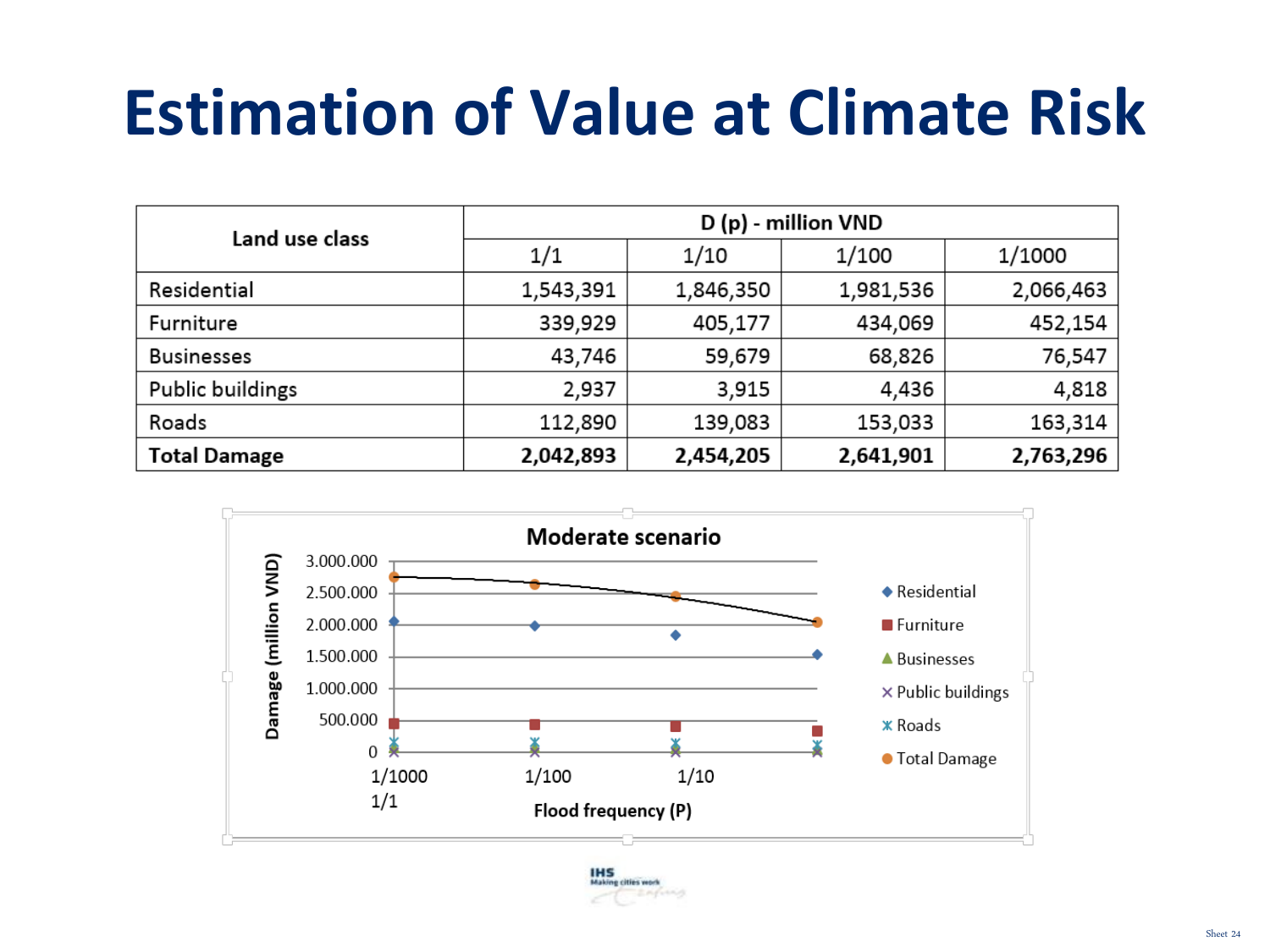# Estimation of Value at Climate Risk

| Land use class | D (p) - million VND | | | |
|---|---|---|---|---|
| | 1/1 | 1/10 | 1/100 | 1/1000 |
| Residential | 1,543,391 | 1,846,350 | 1,981,536 | 2,066,463 |
| Furniture | 339,929 | 405,177 | 434,069 | 452,154 |
| Businesses | 43,746 | 59,679 | 68,826 | 76,547 |
| Public buildings | 2,937 | 3,915 | 4,436 | 4,818 |
| Roads | 112,890 | 139,083 | 153,033 | 163,314 |
| **Total Damage** | **2,042,893** | **2,454,205** | **2,641,901** | **2,763,296** |

Moderate scenario

Damage (million VND)

3.000.000
2.500.000
2.000.000
1.500.000
1.000.000
500.000
0

1/1000 1/100 1/10 1/1

Flood frequency (P)

Residential
Furniture
Businesses
Public buildings
Roads
Total Damage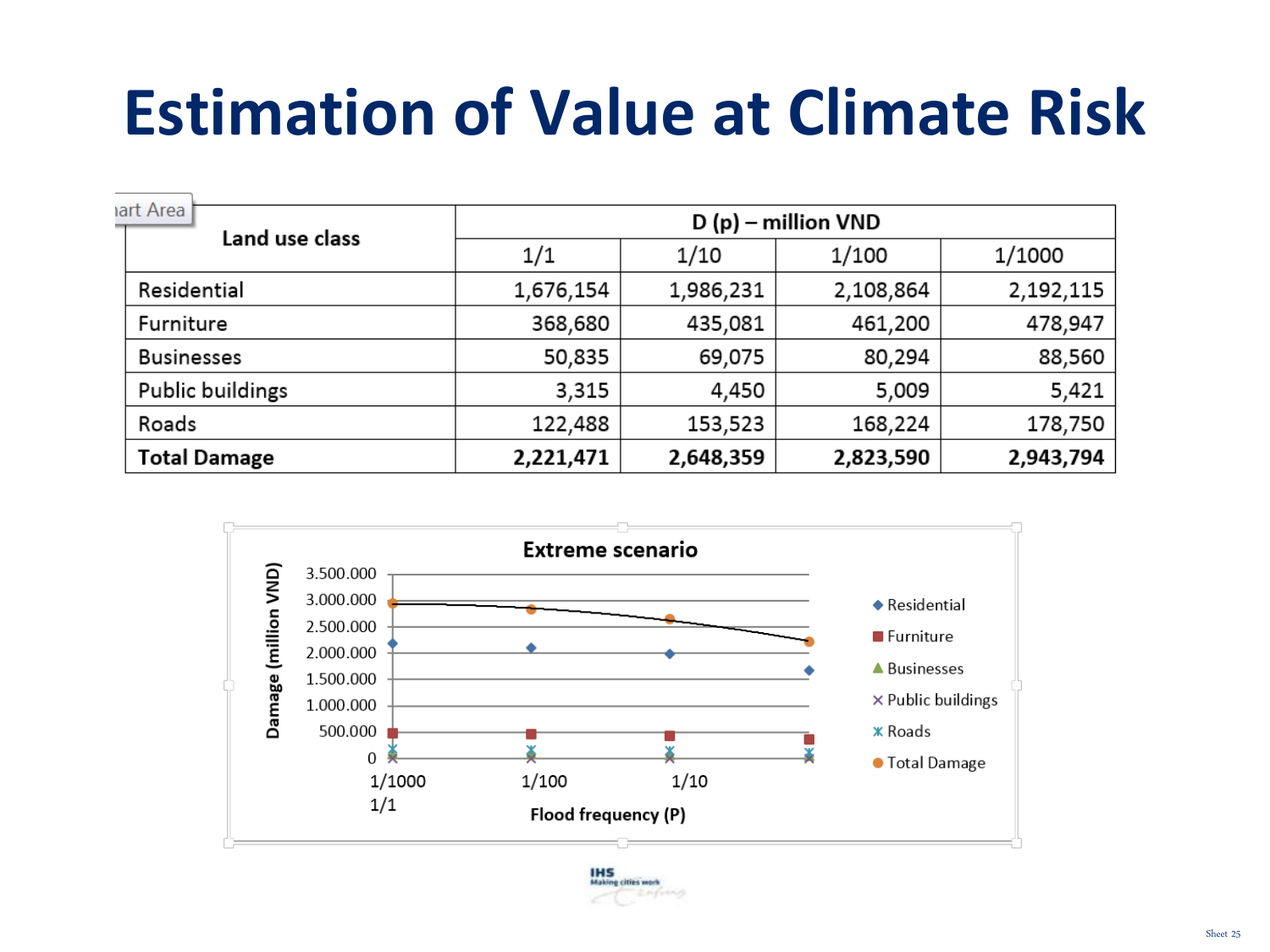# Estimation of Value at Climate Risk

| Land use class | D (p) – million VND | | | |
|---|---|---|---|---|
| | 1/1 | 1/10 | 1/100 | 1/1000 |
| Residential | 1,676,154 | 1,986,231 | 2,108,864 | 2,192,115 |
| Furniture | 368,680 | 435,081 | 461,200 | 478,947 |
| Businesses | 50,835 | 69,075 | 80,294 | 88,560 |
| Public buildings | 3,315 | 4,450 | 5,009 | 5,421 |
| Roads | 122,488 | 153,523 | 168,224 | 178,750 |
| **Total Damage** | **2,221,471** | **2,648,359** | **2,823,590** | **2,943,794** |

**Extreme scenario**

Damage (million VND) vs. Flood frequency (P): 1/1000, 1/100, 1/10, 1/1

Legend: Residential, Furniture, Businesses, Public buildings, Roads, Total Damage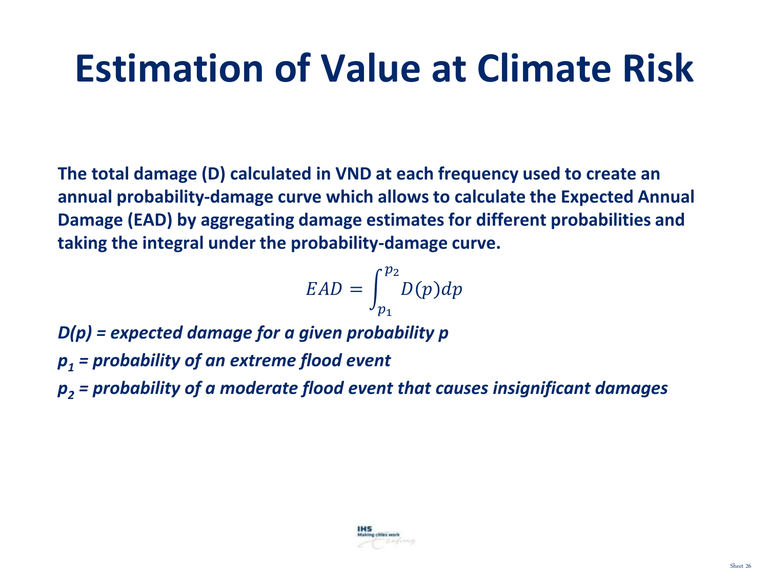# Estimation of Value at Climate Risk

**The total damage (D) calculated in VND at each frequency used to create an annual probability-damage curve which allows to calculate the Expected Annual Damage (EAD) by aggregating damage estimates for different probabilities and taking the integral under the probability-damage curve.**

$$EAD = \int_{p_1}^{p_2} D(p)dp$$

***D(p) = expected damage for a given probability p***

***$p_1$ = probability of an extreme flood event***

***$p_2$ = probability of a moderate flood event that causes insignificant damages***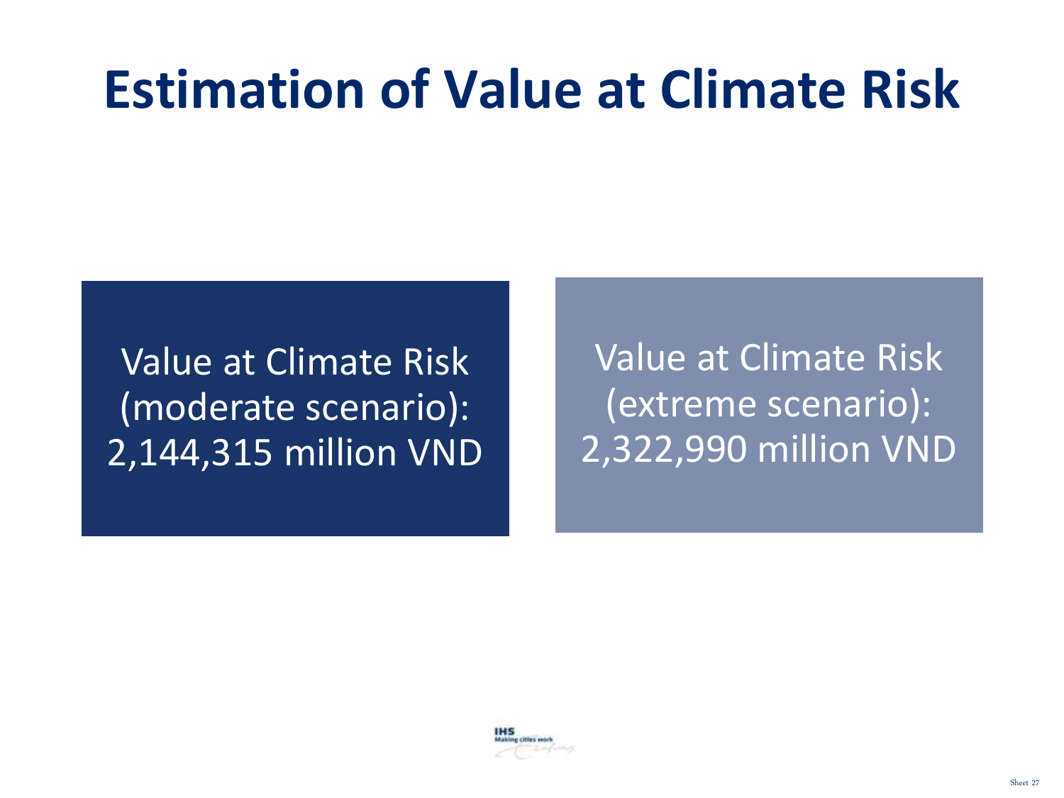# Estimation of Value at Climate Risk

Value at Climate Risk (moderate scenario): 2,144,315 million VND

Value at Climate Risk (extreme scenario): 2,322,990 million VND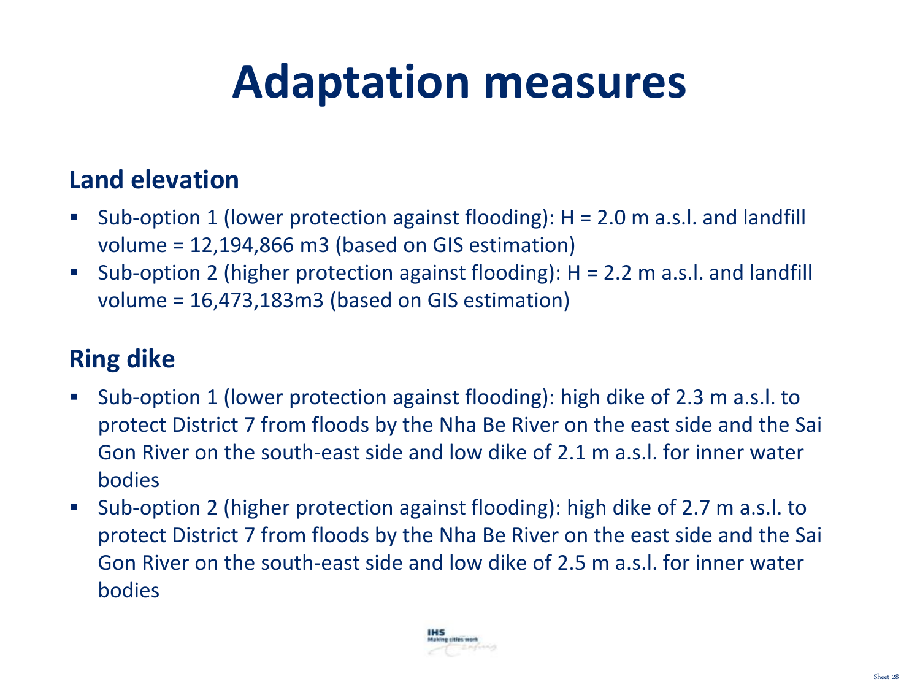# Adaptation measures

## Land elevation

- Sub-option 1 (lower protection against flooding): H = 2.0 m a.s.l. and landfill volume = 12,194,866 m3 (based on GIS estimation)
- Sub-option 2 (higher protection against flooding): H = 2.2 m a.s.l. and landfill volume = 16,473,183m3 (based on GIS estimation)

## Ring dike

- Sub-option 1 (lower protection against flooding): high dike of 2.3 m a.s.l. to protect District 7 from floods by the Nha Be River on the east side and the Sai Gon River on the south-east side and low dike of 2.1 m a.s.l. for inner water bodies
- Sub-option 2 (higher protection against flooding): high dike of 2.7 m a.s.l. to protect District 7 from floods by the Nha Be River on the east side and the Sai Gon River on the south-east side and low dike of 2.5 m a.s.l. for inner water bodies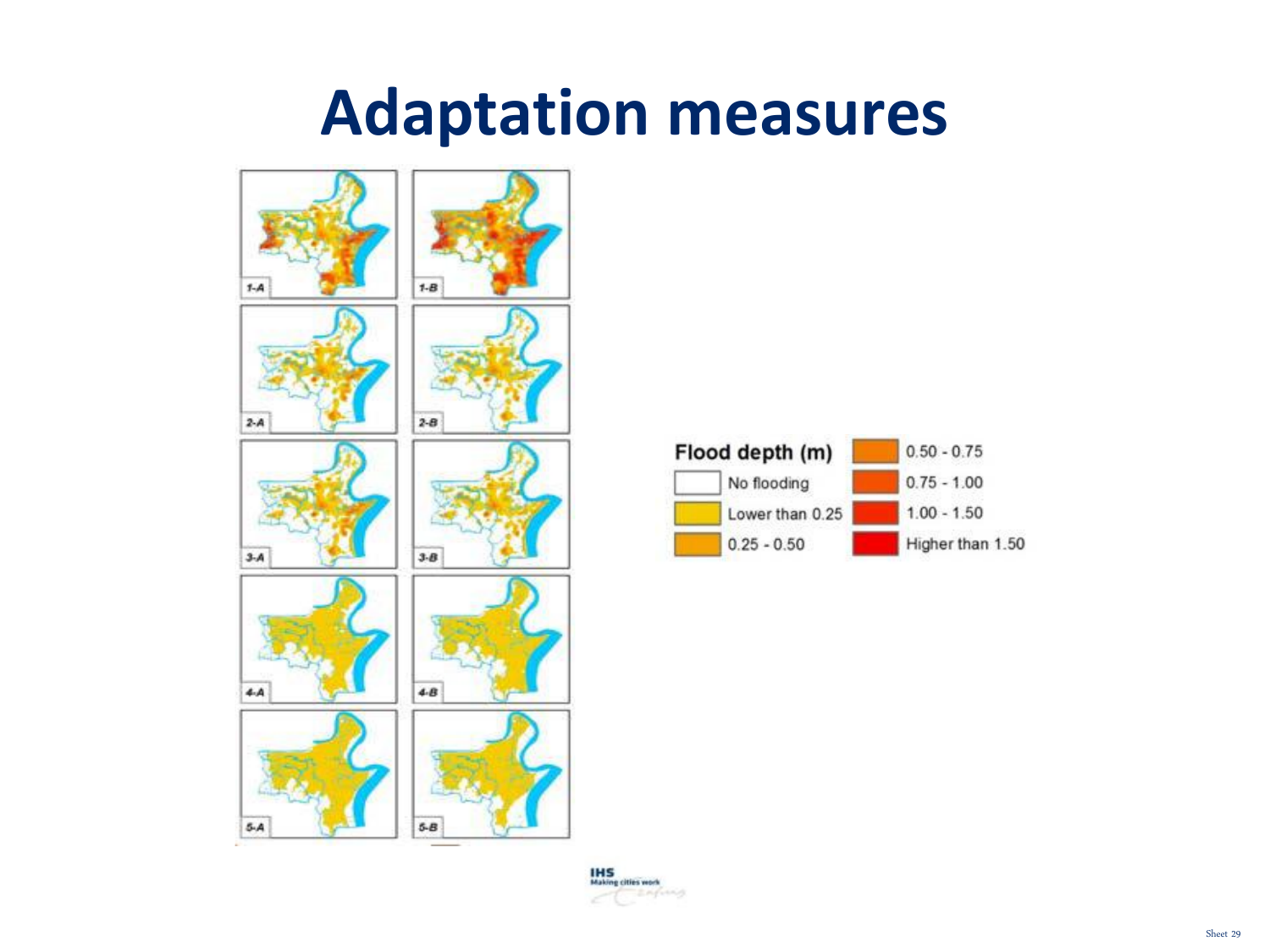# Adaptation measures

| Flood depth (m) | |
|---|---|
| No flooding | 0.50 - 0.75 |
| Lower than 0.25 | 0.75 - 1.00 |
| 0.25 - 0.50 | 1.00 - 1.50 |
| | Higher than 1.50 |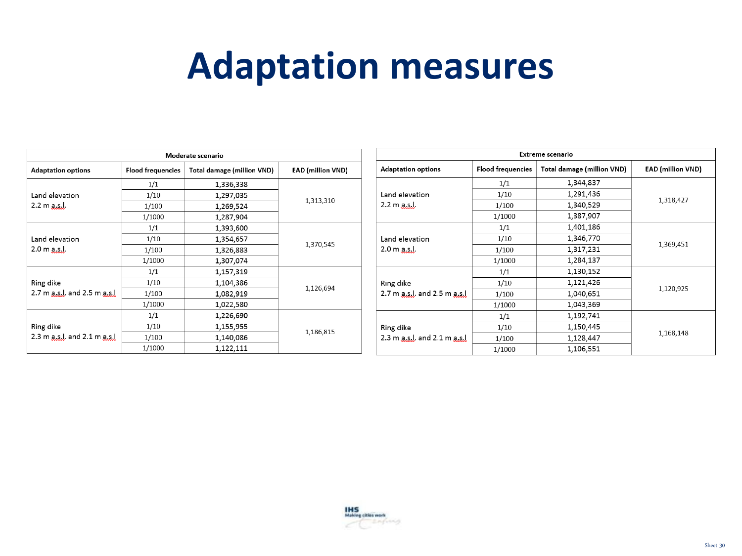# Adaptation measures

| Moderate scenario | | | |
|---|---|---|---|
| **Adaptation options** | **Flood frequencies** | **Total damage (million VND)** | **EAD (million VND)** |
| Land elevation 2.2 m a.s.l. | 1/1 | 1,336,338 | 1,313,310 |
| | 1/10 | 1,297,035 | |
| | 1/100 | 1,269,524 | |
| | 1/1000 | 1,287,904 | |
| Land elevation 2.0 m a.s.l. | 1/1 | 1,393,600 | 1,370,545 |
| | 1/10 | 1,354,657 | |
| | 1/100 | 1,326,883 | |
| | 1/1000 | 1,307,074 | |
| Ring dike 2.7 m a.s.l. and 2.5 m a.s.l | 1/1 | 1,157,319 | 1,126,694 |
| | 1/10 | 1,104,386 | |
| | 1/100 | 1,082,919 | |
| | 1/1000 | 1,022,580 | |
| Ring dike 2.3 m a.s.l. and 2.1 m a.s.l | 1/1 | 1,226,690 | 1,186,815 |
| | 1/10 | 1,155,955 | |
| | 1/100 | 1,140,086 | |
| | 1/1000 | 1,122,111 | |

| Extreme scenario | | | |
|---|---|---|---|
| **Adaptation options** | **Flood frequencies** | **Total damage (million VND)** | **EAD (million VND)** |
| Land elevation 2.2 m a.s.l. | 1/1 | 1,344,837 | 1,318,427 |
| | 1/10 | 1,291,436 | |
| | 1/100 | 1,340,529 | |
| | 1/1000 | 1,387,907 | |
| Land elevation 2.0 m a.s.l. | 1/1 | 1,401,186 | 1,369,451 |
| | 1/10 | 1,346,770 | |
| | 1/100 | 1,317,231 | |
| | 1/1000 | 1,284,137 | |
| Ring dike 2.7 m a.s.l. and 2.5 m a.s.l | 1/1 | 1,130,152 | 1,120,925 |
| | 1/10 | 1,121,426 | |
| | 1/100 | 1,040,651 | |
| | 1/1000 | 1,043,369 | |
| Ring dike 2.3 m a.s.l. and 2.1 m a.s.l | 1/1 | 1,192,741 | 1,168,148 |
| | 1/10 | 1,150,445 | |
| | 1/100 | 1,128,447 | |
| | 1/1000 | 1,106,551 | |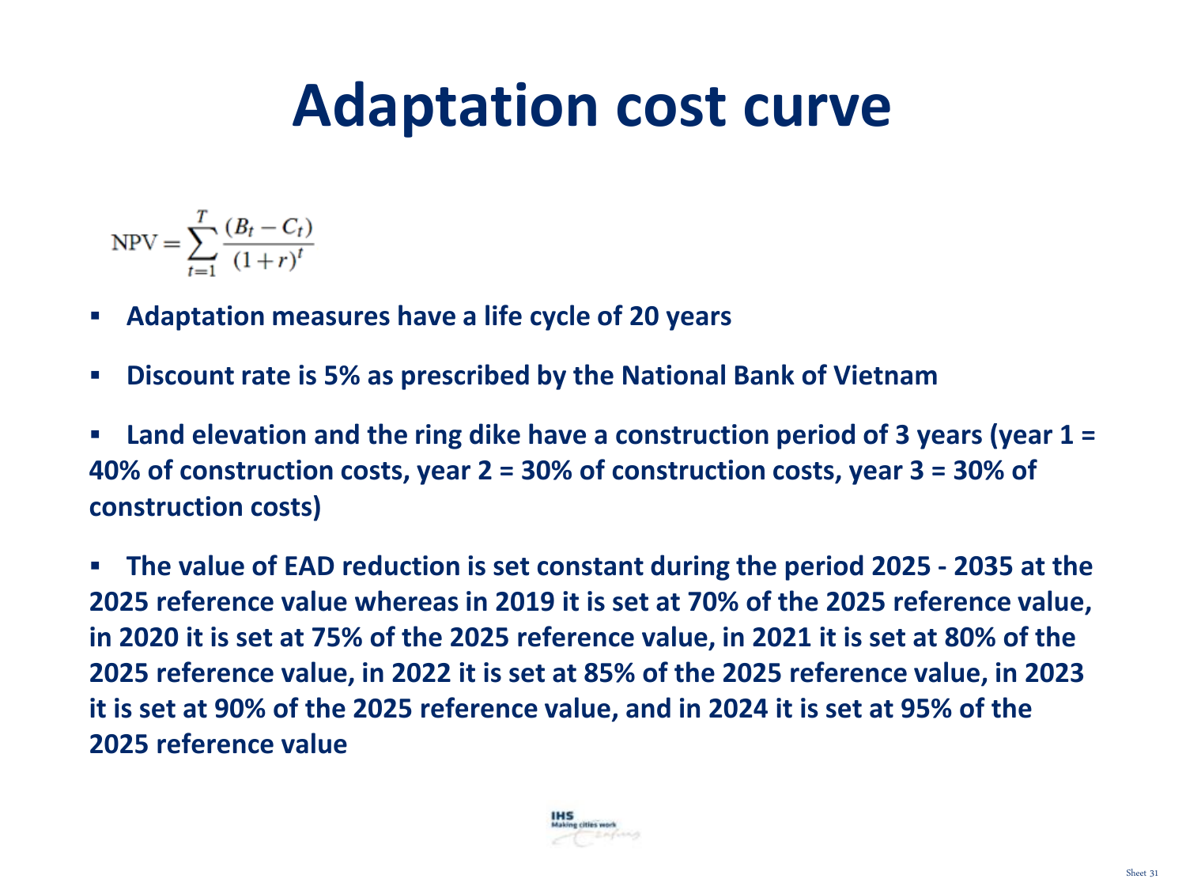# Adaptation cost curve

$$\text{NPV} = \sum_{t=1}^{T} \frac{(B_t - C_t)}{(1+r)^t}$$

- **Adaptation measures have a life cycle of 20 years**
- **Discount rate is 5% as prescribed by the National Bank of Vietnam**
- **Land elevation and the ring dike have a construction period of 3 years (year 1 = 40% of construction costs, year 2 = 30% of construction costs, year 3 = 30% of construction costs)**
- **The value of EAD reduction is set constant during the period 2025 - 2035 at the 2025 reference value whereas in 2019 it is set at 70% of the 2025 reference value, in 2020 it is set at 75% of the 2025 reference value, in 2021 it is set at 80% of the 2025 reference value, in 2022 it is set at 85% of the 2025 reference value, in 2023 it is set at 90% of the 2025 reference value, and in 2024 it is set at 95% of the 2025 reference value**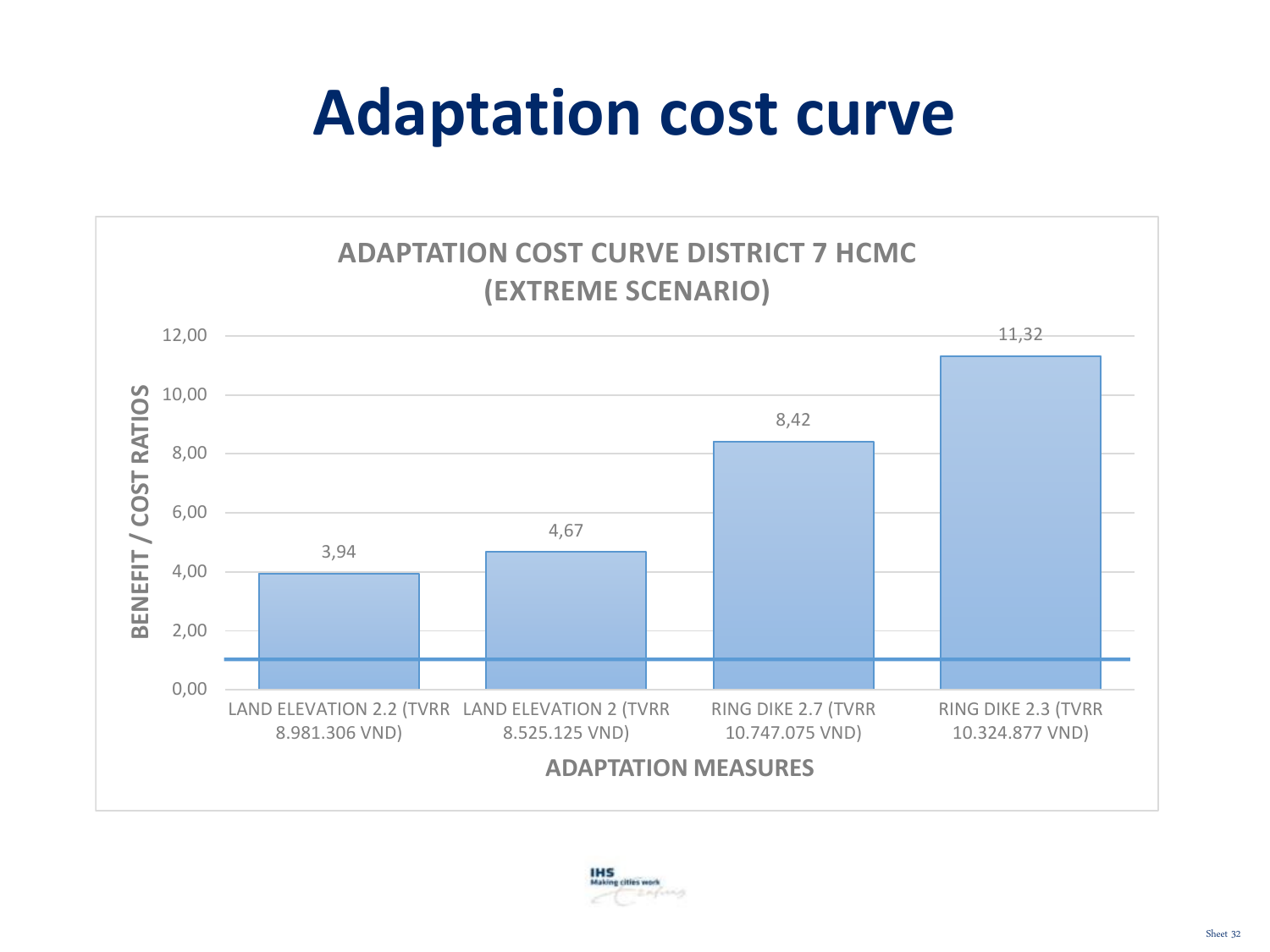# Adaptation cost curve

**ADAPTATION COST CURVE DISTRICT 7 HCMC (EXTREME SCENARIO)**

| ADAPTATION MEASURES | BENEFIT / COST RATIOS |
|---|---|
| LAND ELEVATION 2.2 (TVRR 8.981.306 VND) | 3,94 |
| LAND ELEVATION 2 (TVRR 8.525.125 VND) | 4,67 |
| RING DIKE 2.7 (TVRR 10.747.075 VND) | 8,42 |
| RING DIKE 2.3 (TVRR 10.324.877 VND) | 11,32 |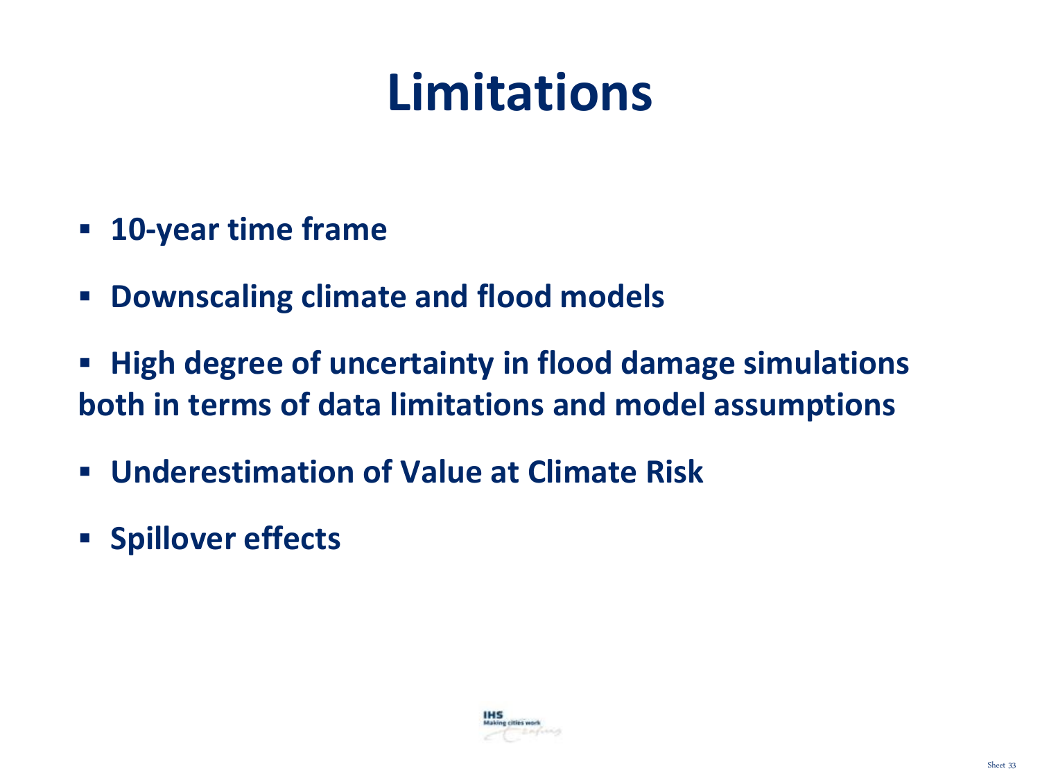# Limitations

- **10-year time frame**
- **Downscaling climate and flood models**
- **High degree of uncertainty in flood damage simulations both in terms of data limitations and model assumptions**
- **Underestimation of Value at Climate Risk**
- **Spillover effects**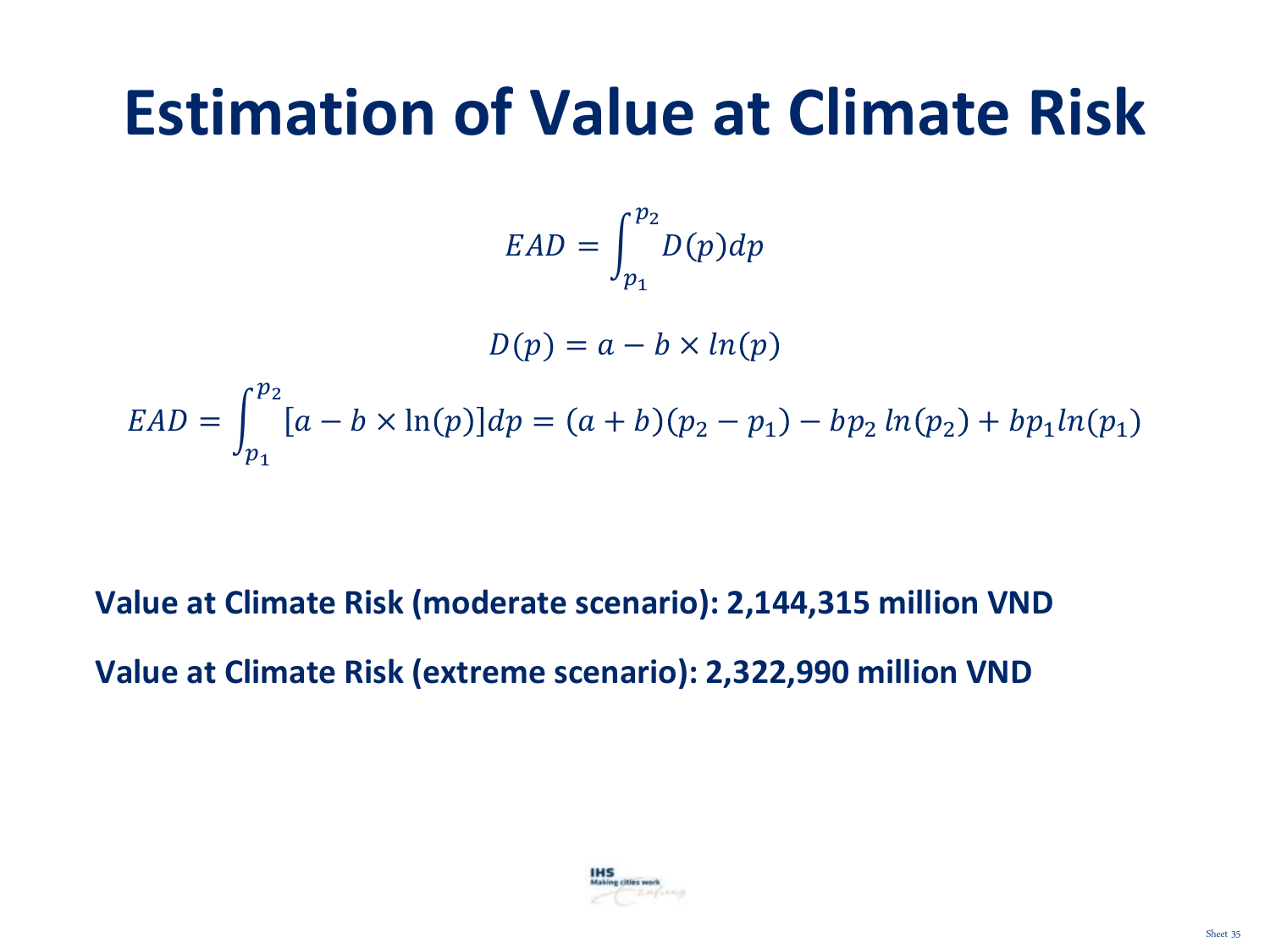# Estimation of Value at Climate Risk

$$EAD = \int_{p_1}^{p_2} D(p)dp$$

$$D(p) = a - b \times ln(p)$$

$$EAD = \int_{p_1}^{p_2} [a - b \times \ln(p)]dp = (a + b)(p_2 - p_1) - bp_2\, ln(p_2) + bp_1 ln(p_1)$$

**Value at Climate Risk (moderate scenario): 2,144,315 million VND**

**Value at Climate Risk (extreme scenario): 2,322,990 million VND**